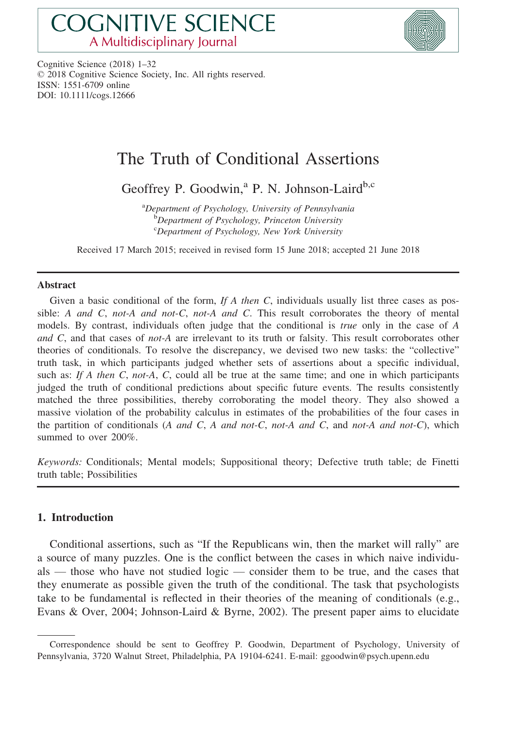# The Truth of Conditional Assertions

Geoffrey P. Goodwin,[a] P. N. Johnson-Laird[b,c]

[a]*Department of Psychology, University of Pennsylvania*
[b]*Department of Psychology, Princeton University*
[c]*Department of Psychology, New York University*

Received 17 March 2015; received in revised form 15 June 2018; accepted 21 June 2018

## Abstract

Given a basic conditional of the form, *If A then C*, individuals usually list three cases as possible: *A and C*, *not-A and not-C*, *not-A and C*. This result corroborates the theory of mental models. By contrast, individuals often judge that the conditional is *true* only in the case of *A and C*, and that cases of *not-A* are irrelevant to its truth or falsity. This result corroborates other theories of conditionals. To resolve the discrepancy, we devised two new tasks: the "collective" truth task, in which participants judged whether sets of assertions about a specific individual, such as: *If A then C*, *not-A*, *C*, could all be true at the same time; and one in which participants judged the truth of conditional predictions about specific future events. The results consistently matched the three possibilities, thereby corroborating the model theory. They also showed a massive violation of the probability calculus in estimates of the probabilities of the four cases in the partition of conditionals (*A and C*, *A and not-C*, *not-A and C*, and *not-A and not-C*), which summed to over 200%.

*Keywords:* Conditionals; Mental models; Suppositional theory; Defective truth table; de Finetti truth table; Possibilities

## 1. Introduction

Conditional assertions, such as "If the Republicans win, then the market will rally" are a source of many puzzles. One is the conflict between the cases in which naive individuals — those who have not studied logic — consider them to be true, and the cases that they enumerate as possible given the truth of the conditional. The task that psychologists take to be fundamental is reflected in their theories of the meaning of conditionals (e.g., Evans & Over, 2004; Johnson-Laird & Byrne, 2002). The present paper aims to elucidate

Correspondence should be sent to Geoffrey P. Goodwin, Department of Psychology, University of Pennsylvania, 3720 Walnut Street, Philadelphia, PA 19104-6241. E-mail: ggoodwin@psych.upenn.edu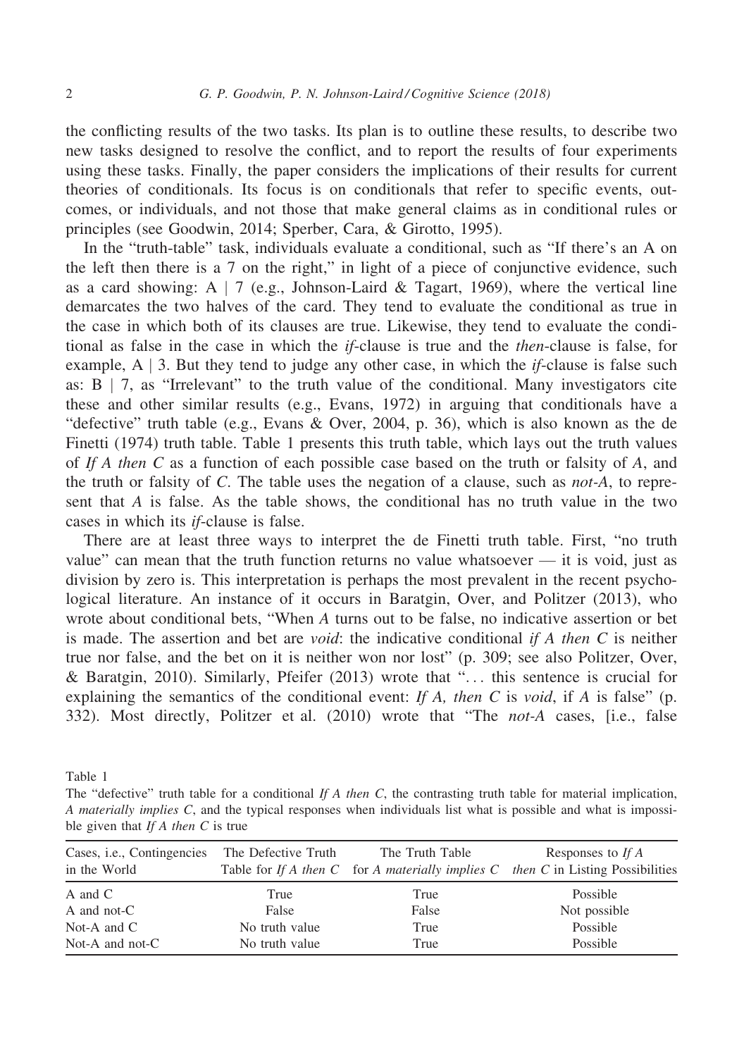the conflicting results of the two tasks. Its plan is to outline these results, to describe two new tasks designed to resolve the conflict, and to report the results of four experiments using these tasks. Finally, the paper considers the implications of their results for current theories of conditionals. Its focus is on conditionals that refer to specific events, outcomes, or individuals, and not those that make general claims as in conditional rules or principles (see Goodwin, 2014; Sperber, Cara, & Girotto, 1995).

In the "truth-table" task, individuals evaluate a conditional, such as "If there's an A on the left then there is a 7 on the right," in light of a piece of conjunctive evidence, such as a card showing: A | 7 (e.g., Johnson-Laird & Tagart, 1969), where the vertical line demarcates the two halves of the card. They tend to evaluate the conditional as true in the case in which both of its clauses are true. Likewise, they tend to evaluate the conditional as false in the case in which the *if*-clause is true and the *then*-clause is false, for example, A | 3. But they tend to judge any other case, in which the *if*-clause is false such as: B | 7, as "Irrelevant" to the truth value of the conditional. Many investigators cite these and other similar results (e.g., Evans, 1972) in arguing that conditionals have a "defective" truth table (e.g., Evans & Over, 2004, p. 36), which is also known as the de Finetti (1974) truth table. Table 1 presents this truth table, which lays out the truth values of *If A then C* as a function of each possible case based on the truth or falsity of *A*, and the truth or falsity of *C*. The table uses the negation of a clause, such as *not-A*, to represent that *A* is false. As the table shows, the conditional has no truth value in the two cases in which its *if*-clause is false.

There are at least three ways to interpret the de Finetti truth table. First, "no truth value" can mean that the truth function returns no value whatsoever — it is void, just as division by zero is. This interpretation is perhaps the most prevalent in the recent psychological literature. An instance of it occurs in Baratgin, Over, and Politzer (2013), who wrote about conditional bets, "When *A* turns out to be false, no indicative assertion or bet is made. The assertion and bet are *void*: the indicative conditional *if A then C* is neither true nor false, and the bet on it is neither won nor lost" (p. 309; see also Politzer, Over, & Baratgin, 2010). Similarly, Pfeifer (2013) wrote that "... this sentence is crucial for explaining the semantics of the conditional event: *If A, then C* is *void*, if *A* is false" (p. 332). Most directly, Politzer et al. (2010) wrote that "The *not-A* cases, [i.e., false

Table 1

The "defective" truth table for a conditional *If A then C*, the contrasting truth table for material implication, *A materially implies C*, and the typical responses when individuals list what is possible and what is impossible given that *If A then C* is true

| Cases, i.e., Contingencies in the World | The Defective Truth Table for *If A then C* | The Truth Table for *A materially implies C* | Responses to *If A then C* in Listing Possibilities |
|---|---|---|---|
| A and C | True | True | Possible |
| A and not-C | False | False | Not possible |
| Not-A and C | No truth value | True | Possible |
| Not-A and not-C | No truth value | True | Possible |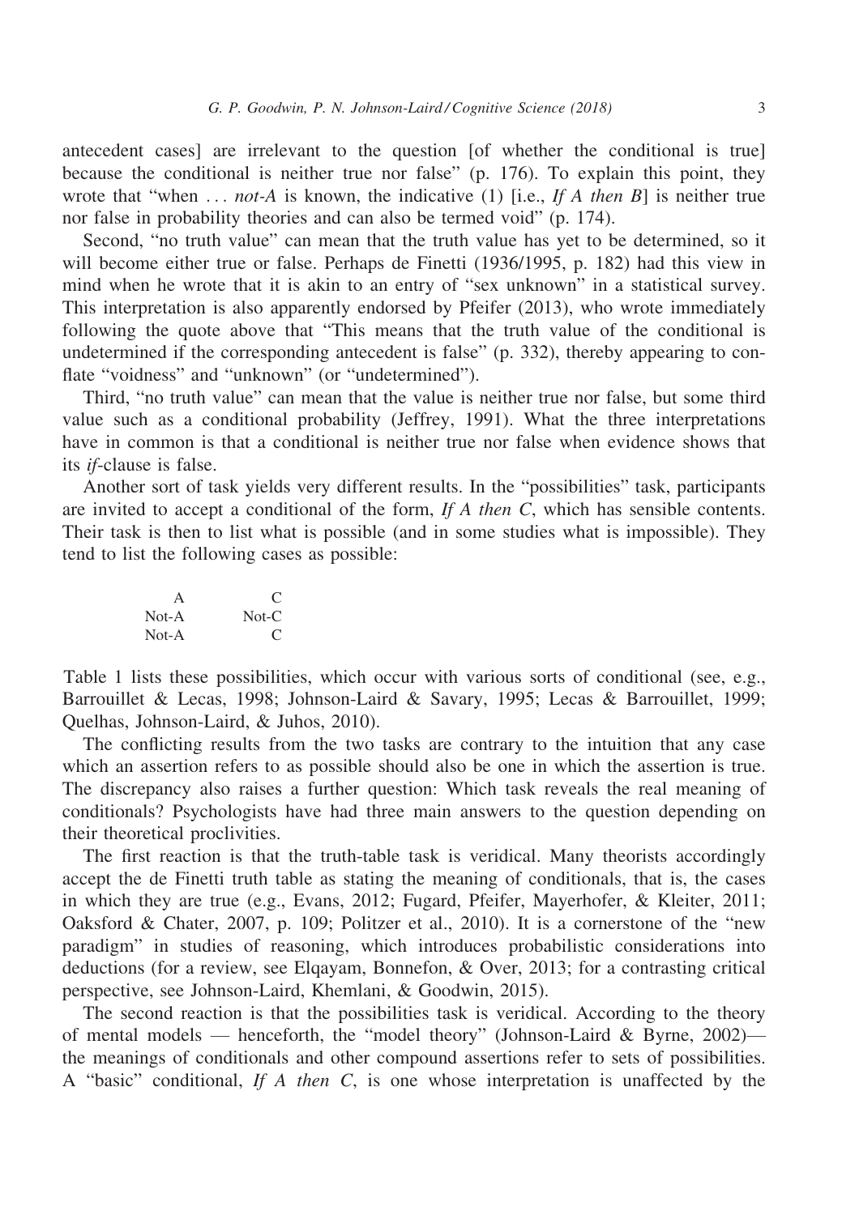antecedent cases] are irrelevant to the question [of whether the conditional is true] because the conditional is neither true nor false" (p. 176). To explain this point, they wrote that "when ... *not-A* is known, the indicative (1) [i.e., *If A then B*] is neither true nor false in probability theories and can also be termed void" (p. 174).

Second, "no truth value" can mean that the truth value has yet to be determined, so it will become either true or false. Perhaps de Finetti (1936/1995, p. 182) had this view in mind when he wrote that it is akin to an entry of "sex unknown" in a statistical survey. This interpretation is also apparently endorsed by Pfeifer (2013), who wrote immediately following the quote above that "This means that the truth value of the conditional is undetermined if the corresponding antecedent is false" (p. 332), thereby appearing to conflate "voidness" and "unknown" (or "undetermined").

Third, "no truth value" can mean that the value is neither true nor false, but some third value such as a conditional probability (Jeffrey, 1991). What the three interpretations have in common is that a conditional is neither true nor false when evidence shows that its *if*-clause is false.

Another sort of task yields very different results. In the "possibilities" task, participants are invited to accept a conditional of the form, *If A then C*, which has sensible contents. Their task is then to list what is possible (and in some studies what is impossible). They tend to list the following cases as possible:

| | |
|---|---|
| A | C |
| Not-A | Not-C |
| Not-A | C |

Table 1 lists these possibilities, which occur with various sorts of conditional (see, e.g., Barrouillet & Lecas, 1998; Johnson-Laird & Savary, 1995; Lecas & Barrouillet, 1999; Quelhas, Johnson-Laird, & Juhos, 2010).

The conflicting results from the two tasks are contrary to the intuition that any case which an assertion refers to as possible should also be one in which the assertion is true. The discrepancy also raises a further question: Which task reveals the real meaning of conditionals? Psychologists have had three main answers to the question depending on their theoretical proclivities.

The first reaction is that the truth-table task is veridical. Many theorists accordingly accept the de Finetti truth table as stating the meaning of conditionals, that is, the cases in which they are true (e.g., Evans, 2012; Fugard, Pfeifer, Mayerhofer, & Kleiter, 2011; Oaksford & Chater, 2007, p. 109; Politzer et al., 2010). It is a cornerstone of the "new paradigm" in studies of reasoning, which introduces probabilistic considerations into deductions (for a review, see Elqayam, Bonnefon, & Over, 2013; for a contrasting critical perspective, see Johnson-Laird, Khemlani, & Goodwin, 2015).

The second reaction is that the possibilities task is veridical. According to the theory of mental models — henceforth, the "model theory" (Johnson-Laird & Byrne, 2002)— the meanings of conditionals and other compound assertions refer to sets of possibilities. A "basic" conditional, *If A then C*, is one whose interpretation is unaffected by the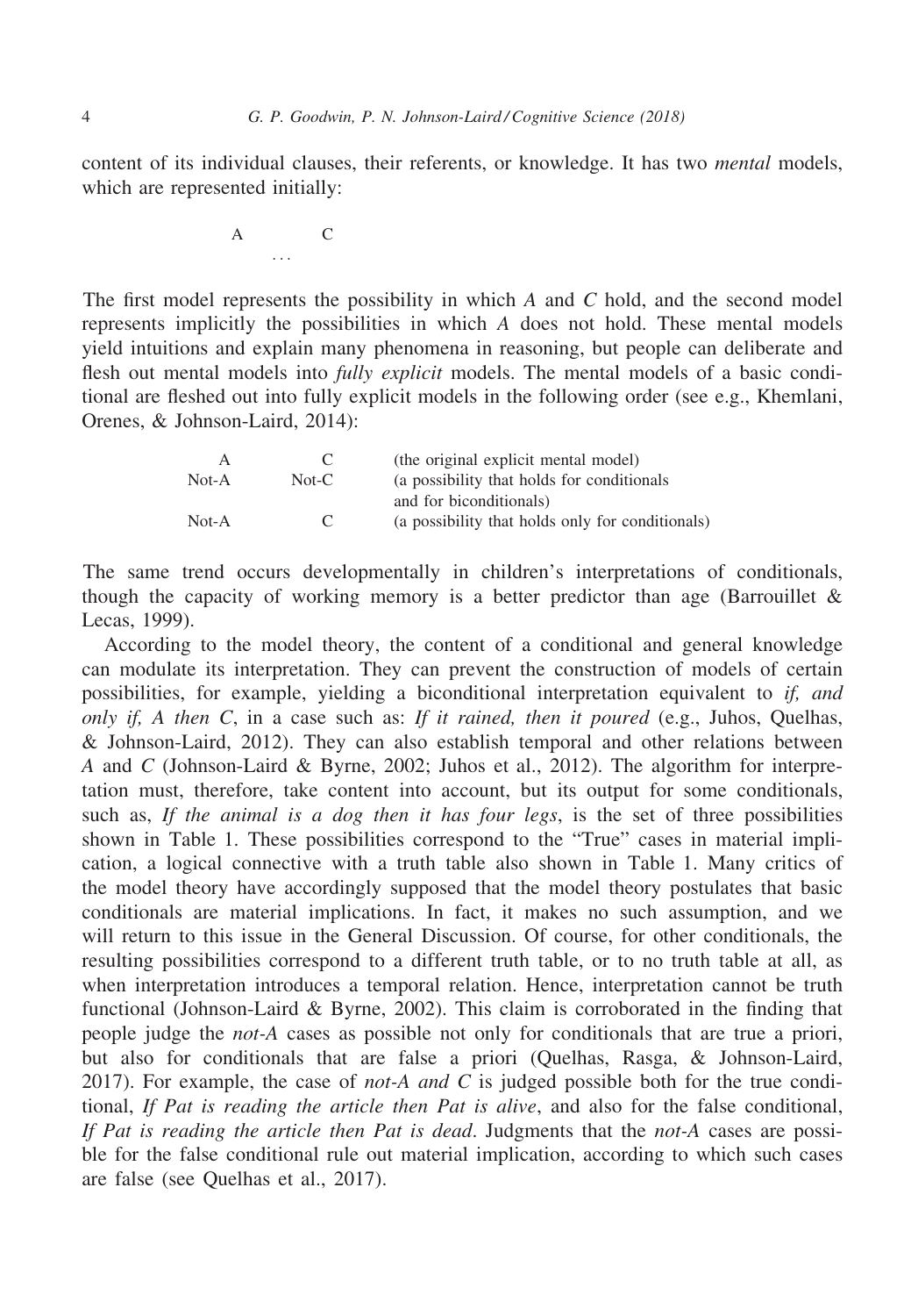content of its individual clauses, their referents, or knowledge. It has two *mental* models, which are represented initially:

```
A        C
    ...
```

The first model represents the possibility in which *A* and *C* hold, and the second model represents implicitly the possibilities in which *A* does not hold. These mental models yield intuitions and explain many phenomena in reasoning, but people can deliberate and flesh out mental models into *fully explicit* models. The mental models of a basic conditional are fleshed out into fully explicit models in the following order (see e.g., Khemlani, Orenes, & Johnson-Laird, 2014):

| | | |
|---|---|---|
| A | C | (the original explicit mental model) |
| Not-A | Not-C | (a possibility that holds for conditionals and for biconditionals) |
| Not-A | C | (a possibility that holds only for conditionals) |

The same trend occurs developmentally in children's interpretations of conditionals, though the capacity of working memory is a better predictor than age (Barrouillet & Lecas, 1999).

According to the model theory, the content of a conditional and general knowledge can modulate its interpretation. They can prevent the construction of models of certain possibilities, for example, yielding a biconditional interpretation equivalent to *if, and only if, A then C*, in a case such as: *If it rained, then it poured* (e.g., Juhos, Quelhas, & Johnson-Laird, 2012). They can also establish temporal and other relations between *A* and *C* (Johnson-Laird & Byrne, 2002; Juhos et al., 2012). The algorithm for interpretation must, therefore, take content into account, but its output for some conditionals, such as, *If the animal is a dog then it has four legs*, is the set of three possibilities shown in Table 1. These possibilities correspond to the "True" cases in material implication, a logical connective with a truth table also shown in Table 1. Many critics of the model theory have accordingly supposed that the model theory postulates that basic conditionals are material implications. In fact, it makes no such assumption, and we will return to this issue in the General Discussion. Of course, for other conditionals, the resulting possibilities correspond to a different truth table, or to no truth table at all, as when interpretation introduces a temporal relation. Hence, interpretation cannot be truth functional (Johnson-Laird & Byrne, 2002). This claim is corroborated in the finding that people judge the *not-A* cases as possible not only for conditionals that are true a priori, but also for conditionals that are false a priori (Quelhas, Rasga, & Johnson-Laird, 2017). For example, the case of *not-A and C* is judged possible both for the true conditional, *If Pat is reading the article then Pat is alive*, and also for the false conditional, *If Pat is reading the article then Pat is dead*. Judgments that the *not-A* cases are possible for the false conditional rule out material implication, according to which such cases are false (see Quelhas et al., 2017).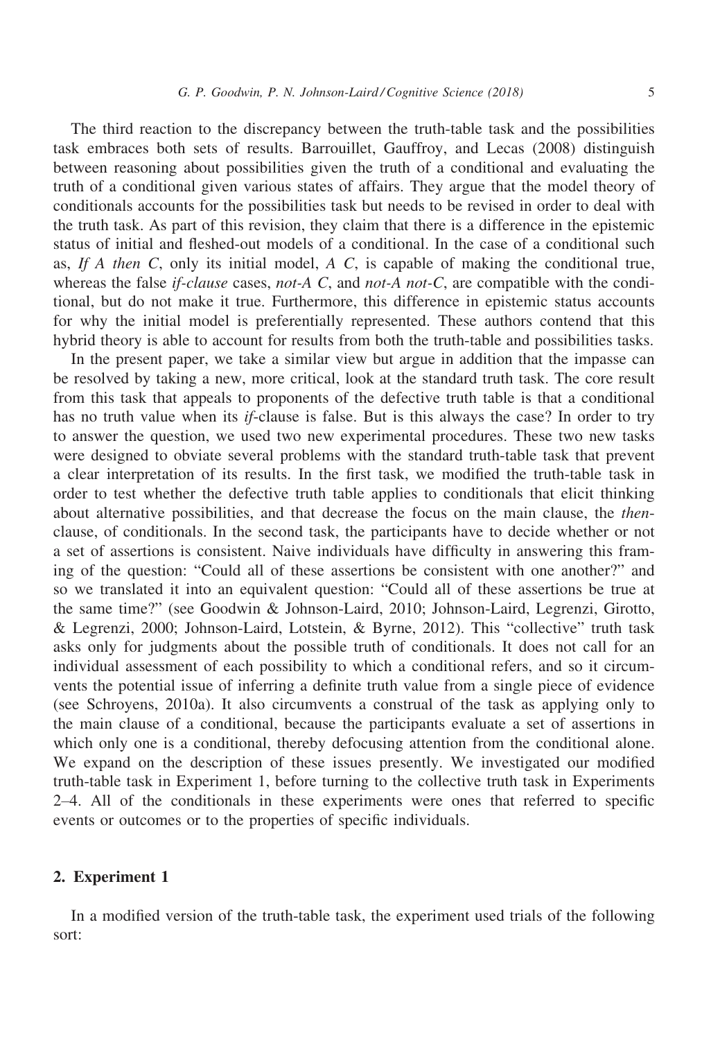The third reaction to the discrepancy between the truth-table task and the possibilities task embraces both sets of results. Barrouillet, Gauffroy, and Lecas (2008) distinguish between reasoning about possibilities given the truth of a conditional and evaluating the truth of a conditional given various states of affairs. They argue that the model theory of conditionals accounts for the possibilities task but needs to be revised in order to deal with the truth task. As part of this revision, they claim that there is a difference in the epistemic status of initial and fleshed-out models of a conditional. In the case of a conditional such as, *If A then C*, only its initial model, *A C*, is capable of making the conditional true, whereas the false *if-clause* cases, *not-A C*, and *not-A not-C*, are compatible with the conditional, but do not make it true. Furthermore, this difference in epistemic status accounts for why the initial model is preferentially represented. These authors contend that this hybrid theory is able to account for results from both the truth-table and possibilities tasks.

In the present paper, we take a similar view but argue in addition that the impasse can be resolved by taking a new, more critical, look at the standard truth task. The core result from this task that appeals to proponents of the defective truth table is that a conditional has no truth value when its *if*-clause is false. But is this always the case? In order to try to answer the question, we used two new experimental procedures. These two new tasks were designed to obviate several problems with the standard truth-table task that prevent a clear interpretation of its results. In the first task, we modified the truth-table task in order to test whether the defective truth table applies to conditionals that elicit thinking about alternative possibilities, and that decrease the focus on the main clause, the *then*-clause, of conditionals. In the second task, the participants have to decide whether or not a set of assertions is consistent. Naive individuals have difficulty in answering this framing of the question: "Could all of these assertions be consistent with one another?" and so we translated it into an equivalent question: "Could all of these assertions be true at the same time?" (see Goodwin & Johnson-Laird, 2010; Johnson-Laird, Legrenzi, Girotto, & Legrenzi, 2000; Johnson-Laird, Lotstein, & Byrne, 2012). This "collective" truth task asks only for judgments about the possible truth of conditionals. It does not call for an individual assessment of each possibility to which a conditional refers, and so it circumvents the potential issue of inferring a definite truth value from a single piece of evidence (see Schroyens, 2010a). It also circumvents a construal of the task as applying only to the main clause of a conditional, because the participants evaluate a set of assertions in which only one is a conditional, thereby defocusing attention from the conditional alone. We expand on the description of these issues presently. We investigated our modified truth-table task in Experiment 1, before turning to the collective truth task in Experiments 2–4. All of the conditionals in these experiments were ones that referred to specific events or outcomes or to the properties of specific individuals.

## 2. Experiment 1

In a modified version of the truth-table task, the experiment used trials of the following sort: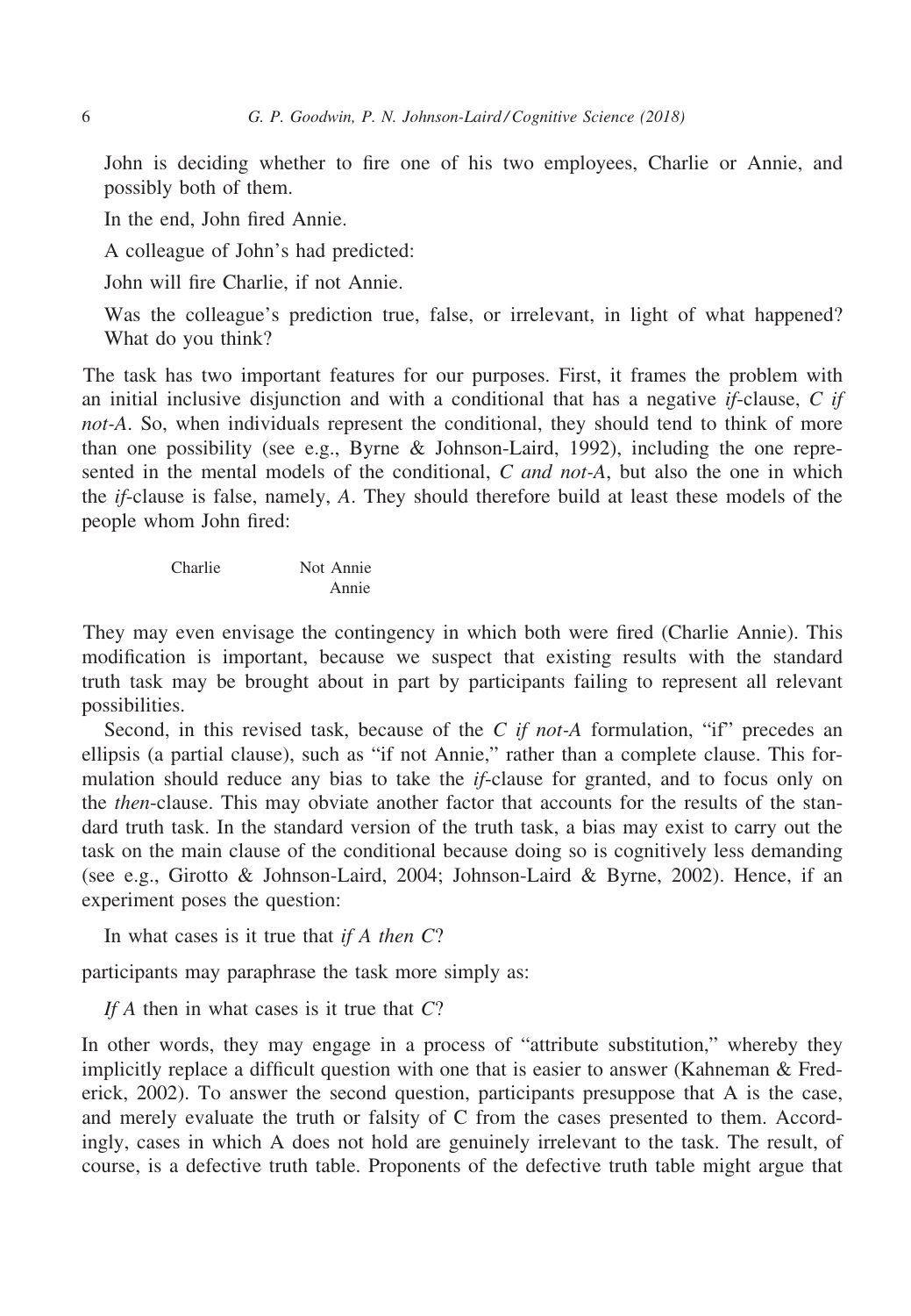John is deciding whether to fire one of his two employees, Charlie or Annie, and possibly both of them.

In the end, John fired Annie.

A colleague of John's had predicted:

John will fire Charlie, if not Annie.

Was the colleague's prediction true, false, or irrelevant, in light of what happened? What do you think?

The task has two important features for our purposes. First, it frames the problem with an initial inclusive disjunction and with a conditional that has a negative *if*-clause, *C if not-A*. So, when individuals represent the conditional, they should tend to think of more than one possibility (see e.g., Byrne & Johnson-Laird, 1992), including the one represented in the mental models of the conditional, *C and not-A*, but also the one in which the *if*-clause is false, namely, *A*. They should therefore build at least these models of the people whom John fired:

| | |
|---|---|
| Charlie | Not Annie |
| | Annie |

They may even envisage the contingency in which both were fired (Charlie Annie). This modification is important, because we suspect that existing results with the standard truth task may be brought about in part by participants failing to represent all relevant possibilities.

Second, in this revised task, because of the *C if not-A* formulation, "if" precedes an ellipsis (a partial clause), such as "if not Annie," rather than a complete clause. This formulation should reduce any bias to take the *if*-clause for granted, and to focus only on the *then*-clause. This may obviate another factor that accounts for the results of the standard truth task. In the standard version of the truth task, a bias may exist to carry out the task on the main clause of the conditional because doing so is cognitively less demanding (see e.g., Girotto & Johnson-Laird, 2004; Johnson-Laird & Byrne, 2002). Hence, if an experiment poses the question:

In what cases is it true that *if A then C*?

participants may paraphrase the task more simply as:

*If A* then in what cases is it true that *C*?

In other words, they may engage in a process of "attribute substitution," whereby they implicitly replace a difficult question with one that is easier to answer (Kahneman & Frederick, 2002). To answer the second question, participants presuppose that A is the case, and merely evaluate the truth or falsity of C from the cases presented to them. Accordingly, cases in which A does not hold are genuinely irrelevant to the task. The result, of course, is a defective truth table. Proponents of the defective truth table might argue that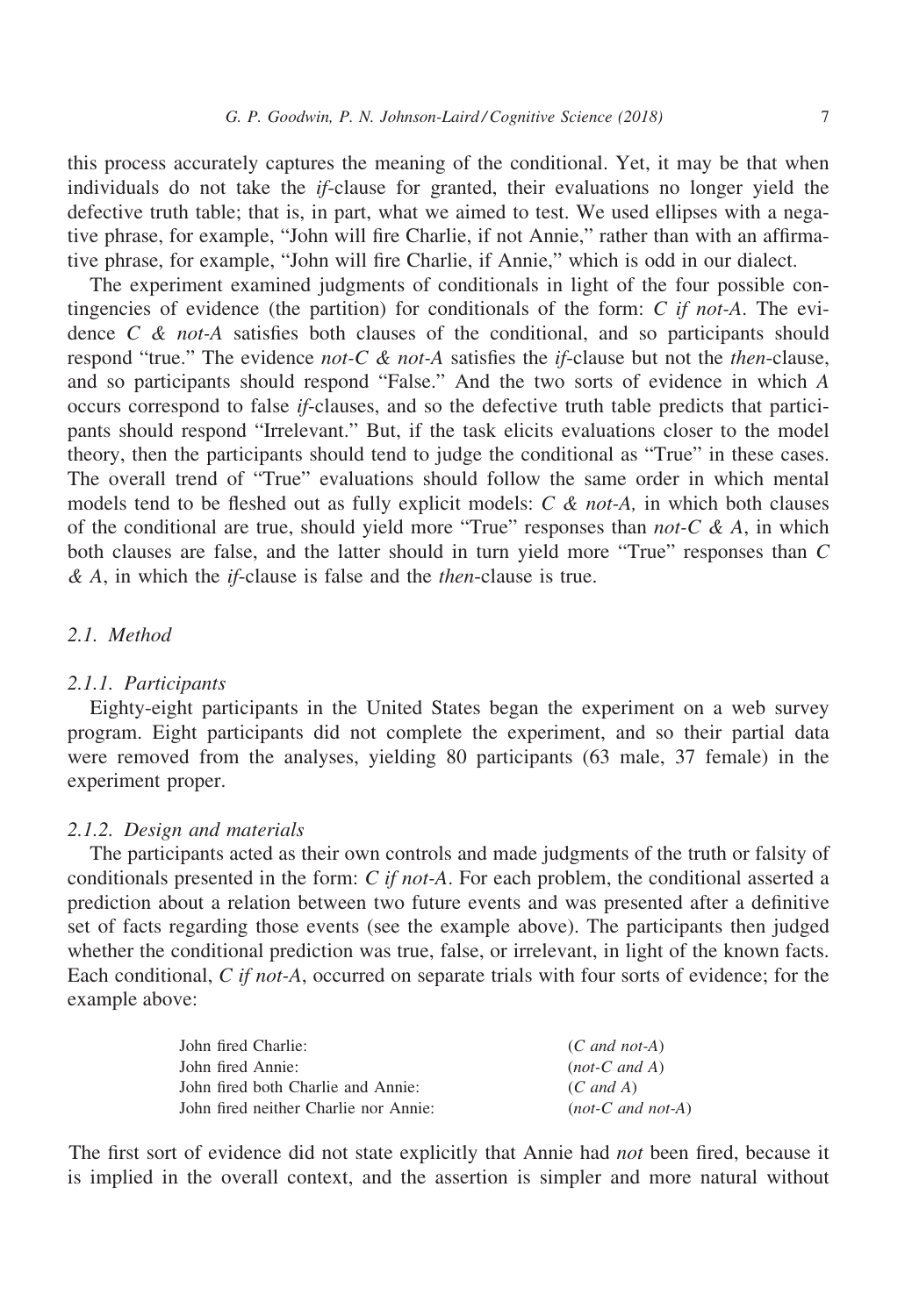this process accurately captures the meaning of the conditional. Yet, it may be that when individuals do not take the *if*-clause for granted, their evaluations no longer yield the defective truth table; that is, in part, what we aimed to test. We used ellipses with a negative phrase, for example, "John will fire Charlie, if not Annie," rather than with an affirmative phrase, for example, "John will fire Charlie, if Annie," which is odd in our dialect.

The experiment examined judgments of conditionals in light of the four possible contingencies of evidence (the partition) for conditionals of the form: *C if not-A*. The evidence *C & not-A* satisfies both clauses of the conditional, and so participants should respond "true." The evidence *not-C & not-A* satisfies the *if*-clause but not the *then*-clause, and so participants should respond "False." And the two sorts of evidence in which *A* occurs correspond to false *if*-clauses, and so the defective truth table predicts that participants should respond "Irrelevant." But, if the task elicits evaluations closer to the model theory, then the participants should tend to judge the conditional as "True" in these cases. The overall trend of "True" evaluations should follow the same order in which mental models tend to be fleshed out as fully explicit models: *C & not-A,* in which both clauses of the conditional are true, should yield more "True" responses than *not-C & A*, in which both clauses are false, and the latter should in turn yield more "True" responses than *C & A*, in which the *if*-clause is false and the *then*-clause is true.

### 2.1. Method

#### 2.1.1. Participants

Eighty-eight participants in the United States began the experiment on a web survey program. Eight participants did not complete the experiment, and so their partial data were removed from the analyses, yielding 80 participants (63 male, 37 female) in the experiment proper.

#### 2.1.2. Design and materials

The participants acted as their own controls and made judgments of the truth or falsity of conditionals presented in the form: *C if not-A*. For each problem, the conditional asserted a prediction about a relation between two future events and was presented after a definitive set of facts regarding those events (see the example above). The participants then judged whether the conditional prediction was true, false, or irrelevant, in light of the known facts. Each conditional, *C if not-A*, occurred on separate trials with four sorts of evidence; for the example above:

| | |
|---|---|
| John fired Charlie: | (*C and not-A*) |
| John fired Annie: | (*not-C and A*) |
| John fired both Charlie and Annie: | (*C and A*) |
| John fired neither Charlie nor Annie: | (*not-C and not-A*) |

The first sort of evidence did not state explicitly that Annie had *not* been fired, because it is implied in the overall context, and the assertion is simpler and more natural without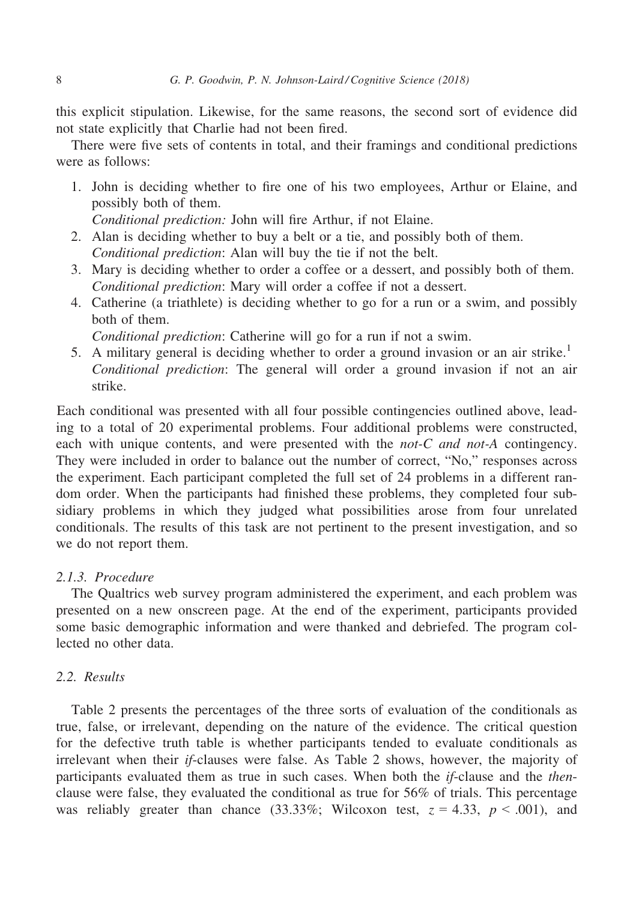this explicit stipulation. Likewise, for the same reasons, the second sort of evidence did not state explicitly that Charlie had not been fired.

There were five sets of contents in total, and their framings and conditional predictions were as follows:

1. John is deciding whether to fire one of his two employees, Arthur or Elaine, and possibly both of them.
   *Conditional prediction:* John will fire Arthur, if not Elaine.
2. Alan is deciding whether to buy a belt or a tie, and possibly both of them.
   *Conditional prediction*: Alan will buy the tie if not the belt.
3. Mary is deciding whether to order a coffee or a dessert, and possibly both of them.
   *Conditional prediction*: Mary will order a coffee if not a dessert.
4. Catherine (a triathlete) is deciding whether to go for a run or a swim, and possibly both of them.
   *Conditional prediction*: Catherine will go for a run if not a swim.
5. A military general is deciding whether to order a ground invasion or an air strike.[1]
   *Conditional prediction*: The general will order a ground invasion if not an air strike.

Each conditional was presented with all four possible contingencies outlined above, leading to a total of 20 experimental problems. Four additional problems were constructed, each with unique contents, and were presented with the *not-C and not-A* contingency. They were included in order to balance out the number of correct, "No," responses across the experiment. Each participant completed the full set of 24 problems in a different random order. When the participants had finished these problems, they completed four subsidiary problems in which they judged what possibilities arose from four unrelated conditionals. The results of this task are not pertinent to the present investigation, and so we do not report them.

#### 2.1.3. Procedure

The Qualtrics web survey program administered the experiment, and each problem was presented on a new onscreen page. At the end of the experiment, participants provided some basic demographic information and were thanked and debriefed. The program collected no other data.

### 2.2. Results

Table 2 presents the percentages of the three sorts of evaluation of the conditionals as true, false, or irrelevant, depending on the nature of the evidence. The critical question for the defective truth table is whether participants tended to evaluate conditionals as irrelevant when their *if*-clauses were false. As Table 2 shows, however, the majority of participants evaluated them as true in such cases. When both the *if*-clause and the *then*-clause were false, they evaluated the conditional as true for 56% of trials. This percentage was reliably greater than chance (33.33%; Wilcoxon test, $z = 4.33$, $p < .001$), and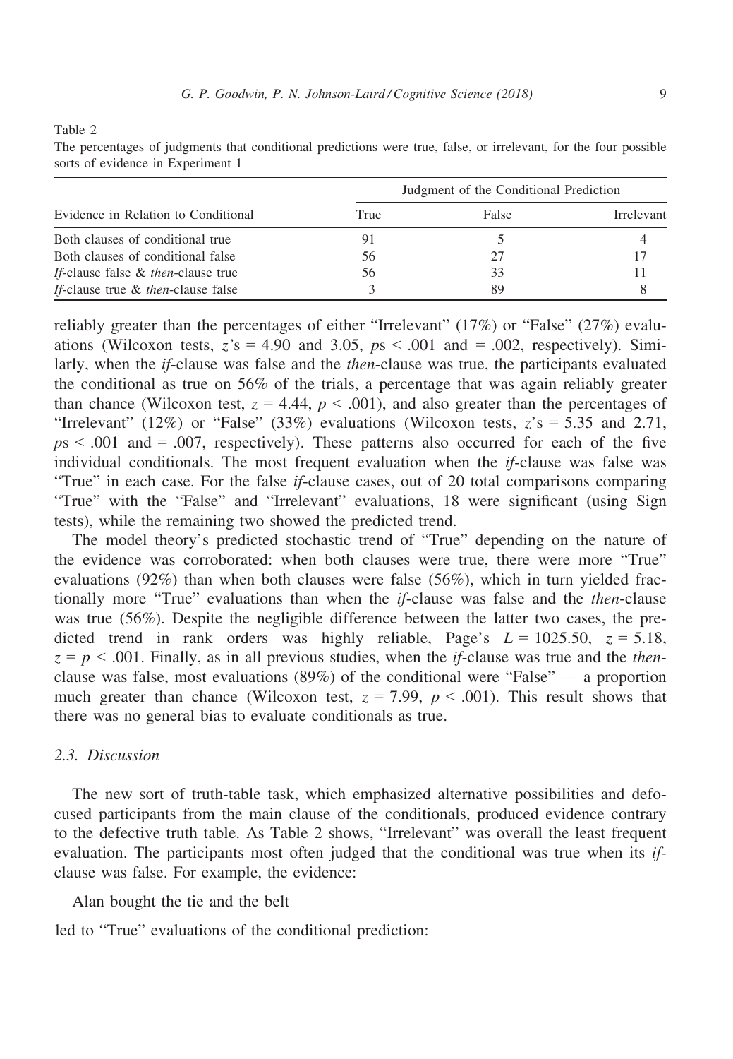Table 2

The percentages of judgments that conditional predictions were true, false, or irrelevant, for the four possible sorts of evidence in Experiment 1

| Evidence in Relation to Conditional | Judgment of the Conditional Prediction | | |
|---|---|---|---|
| | True | False | Irrelevant |
| Both clauses of conditional true | 91 | 5 | 4 |
| Both clauses of conditional false | 56 | 27 | 17 |
| *If*-clause false & *then*-clause true | 56 | 33 | 11 |
| *If*-clause true & *then*-clause false | 3 | 89 | 8 |

reliably greater than the percentages of either "Irrelevant" (17%) or "False" (27%) evaluations (Wilcoxon tests, $z$'s = 4.90 and 3.05, $p$s < .001 and = .002, respectively). Similarly, when the *if*-clause was false and the *then*-clause was true, the participants evaluated the conditional as true on 56% of the trials, a percentage that was again reliably greater than chance (Wilcoxon test, $z = 4.44$, $p < .001$), and also greater than the percentages of "Irrelevant" (12%) or "False" (33%) evaluations (Wilcoxon tests, $z$'s = 5.35 and 2.71, $p$s < .001 and = .007, respectively). These patterns also occurred for each of the five individual conditionals. The most frequent evaluation when the *if*-clause was false was "True" in each case. For the false *if*-clause cases, out of 20 total comparisons comparing "True" with the "False" and "Irrelevant" evaluations, 18 were significant (using Sign tests), while the remaining two showed the predicted trend.

The model theory's predicted stochastic trend of "True" depending on the nature of the evidence was corroborated: when both clauses were true, there were more "True" evaluations (92%) than when both clauses were false (56%), which in turn yielded fractionally more "True" evaluations than when the *if*-clause was false and the *then*-clause was true (56%). Despite the negligible difference between the latter two cases, the predicted trend in rank orders was highly reliable, Page's $L = 1025.50$, $z = 5.18$, $z = p < .001$. Finally, as in all previous studies, when the *if*-clause was true and the *then*-clause was false, most evaluations (89%) of the conditional were "False" — a proportion much greater than chance (Wilcoxon test, $z = 7.99$, $p < .001$). This result shows that there was no general bias to evaluate conditionals as true.

### 2.3. Discussion

The new sort of truth-table task, which emphasized alternative possibilities and defocused participants from the main clause of the conditionals, produced evidence contrary to the defective truth table. As Table 2 shows, "Irrelevant" was overall the least frequent evaluation. The participants most often judged that the conditional was true when its *if*-clause was false. For example, the evidence:

Alan bought the tie and the belt

led to "True" evaluations of the conditional prediction: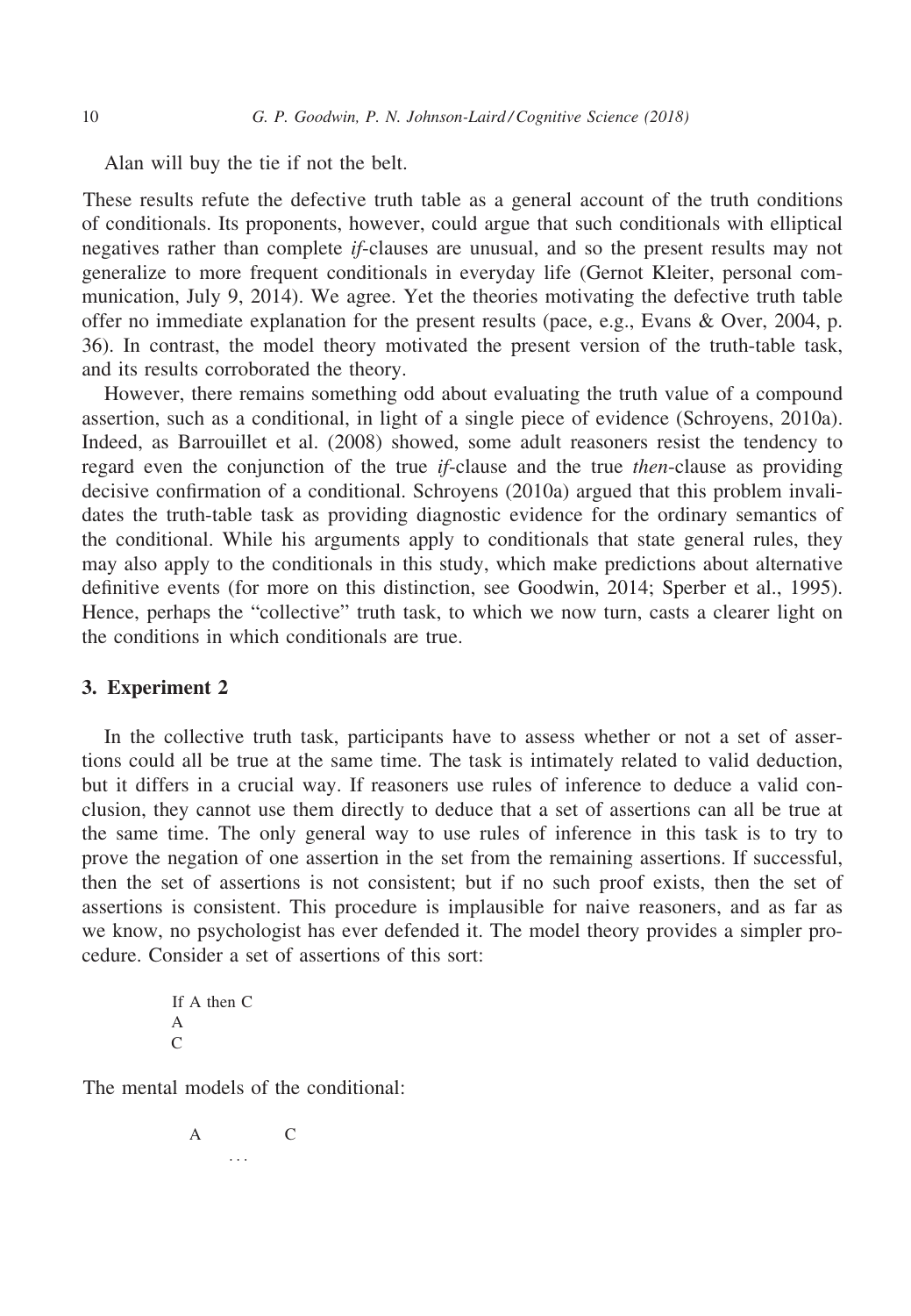Alan will buy the tie if not the belt.

These results refute the defective truth table as a general account of the truth conditions of conditionals. Its proponents, however, could argue that such conditionals with elliptical negatives rather than complete *if*-clauses are unusual, and so the present results may not generalize to more frequent conditionals in everyday life (Gernot Kleiter, personal communication, July 9, 2014). We agree. Yet the theories motivating the defective truth table offer no immediate explanation for the present results (pace, e.g., Evans & Over, 2004, p. 36). In contrast, the model theory motivated the present version of the truth-table task, and its results corroborated the theory.

However, there remains something odd about evaluating the truth value of a compound assertion, such as a conditional, in light of a single piece of evidence (Schroyens, 2010a). Indeed, as Barrouillet et al. (2008) showed, some adult reasoners resist the tendency to regard even the conjunction of the true *if*-clause and the true *then*-clause as providing decisive confirmation of a conditional. Schroyens (2010a) argued that this problem invalidates the truth-table task as providing diagnostic evidence for the ordinary semantics of the conditional. While his arguments apply to conditionals that state general rules, they may also apply to the conditionals in this study, which make predictions about alternative definitive events (for more on this distinction, see Goodwin, 2014; Sperber et al., 1995). Hence, perhaps the "collective" truth task, to which we now turn, casts a clearer light on the conditions in which conditionals are true.

## 3. Experiment 2

In the collective truth task, participants have to assess whether or not a set of assertions could all be true at the same time. The task is intimately related to valid deduction, but it differs in a crucial way. If reasoners use rules of inference to deduce a valid conclusion, they cannot use them directly to deduce that a set of assertions can all be true at the same time. The only general way to use rules of inference in this task is to try to prove the negation of one assertion in the set from the remaining assertions. If successful, then the set of assertions is not consistent; but if no such proof exists, then the set of assertions is consistent. This procedure is implausible for naive reasoners, and as far as we know, no psychologist has ever defended it. The model theory provides a simpler procedure. Consider a set of assertions of this sort:

```
If A then C
A
C
```

The mental models of the conditional:

```
A        C
    ...
```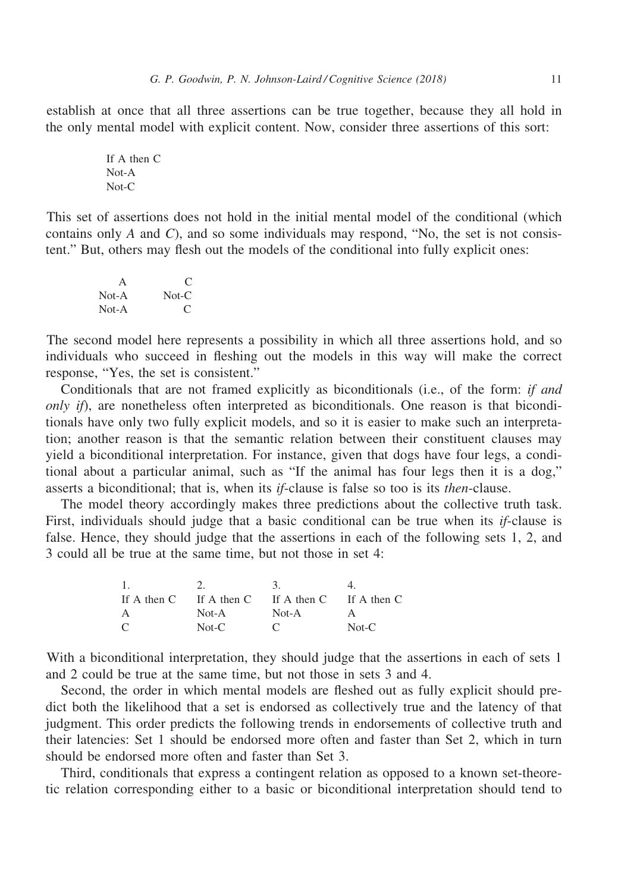establish at once that all three assertions can be true together, because they all hold in the only mental model with explicit content. Now, consider three assertions of this sort:

If A then C
Not-A
Not-C

This set of assertions does not hold in the initial mental model of the conditional (which contains only *A* and *C*), and so some individuals may respond, "No, the set is not consistent." But, others may flesh out the models of the conditional into fully explicit ones:

| | |
|---|---|
| A | C |
| Not-A | Not-C |
| Not-A | C |

The second model here represents a possibility in which all three assertions hold, and so individuals who succeed in fleshing out the models in this way will make the correct response, "Yes, the set is consistent."

Conditionals that are not framed explicitly as biconditionals (i.e., of the form: *if and only if*), are nonetheless often interpreted as biconditionals. One reason is that biconditionals have only two fully explicit models, and so it is easier to make such an interpretation; another reason is that the semantic relation between their constituent clauses may yield a biconditional interpretation. For instance, given that dogs have four legs, a conditional about a particular animal, such as "If the animal has four legs then it is a dog," asserts a biconditional; that is, when its *if*-clause is false so too is its *then*-clause.

The model theory accordingly makes three predictions about the collective truth task. First, individuals should judge that a basic conditional can be true when its *if*-clause is false. Hence, they should judge that the assertions in each of the following sets 1, 2, and 3 could all be true at the same time, but not those in set 4:

| 1. | 2. | 3. | 4. |
|---|---|---|---|
| If A then C | If A then C | If A then C | If A then C |
| A | Not-A | Not-A | A |
| C | Not-C | C | Not-C |

With a biconditional interpretation, they should judge that the assertions in each of sets 1 and 2 could be true at the same time, but not those in sets 3 and 4.

Second, the order in which mental models are fleshed out as fully explicit should predict both the likelihood that a set is endorsed as collectively true and the latency of that judgment. This order predicts the following trends in endorsements of collective truth and their latencies: Set 1 should be endorsed more often and faster than Set 2, which in turn should be endorsed more often and faster than Set 3.

Third, conditionals that express a contingent relation as opposed to a known set-theoretic relation corresponding either to a basic or biconditional interpretation should tend to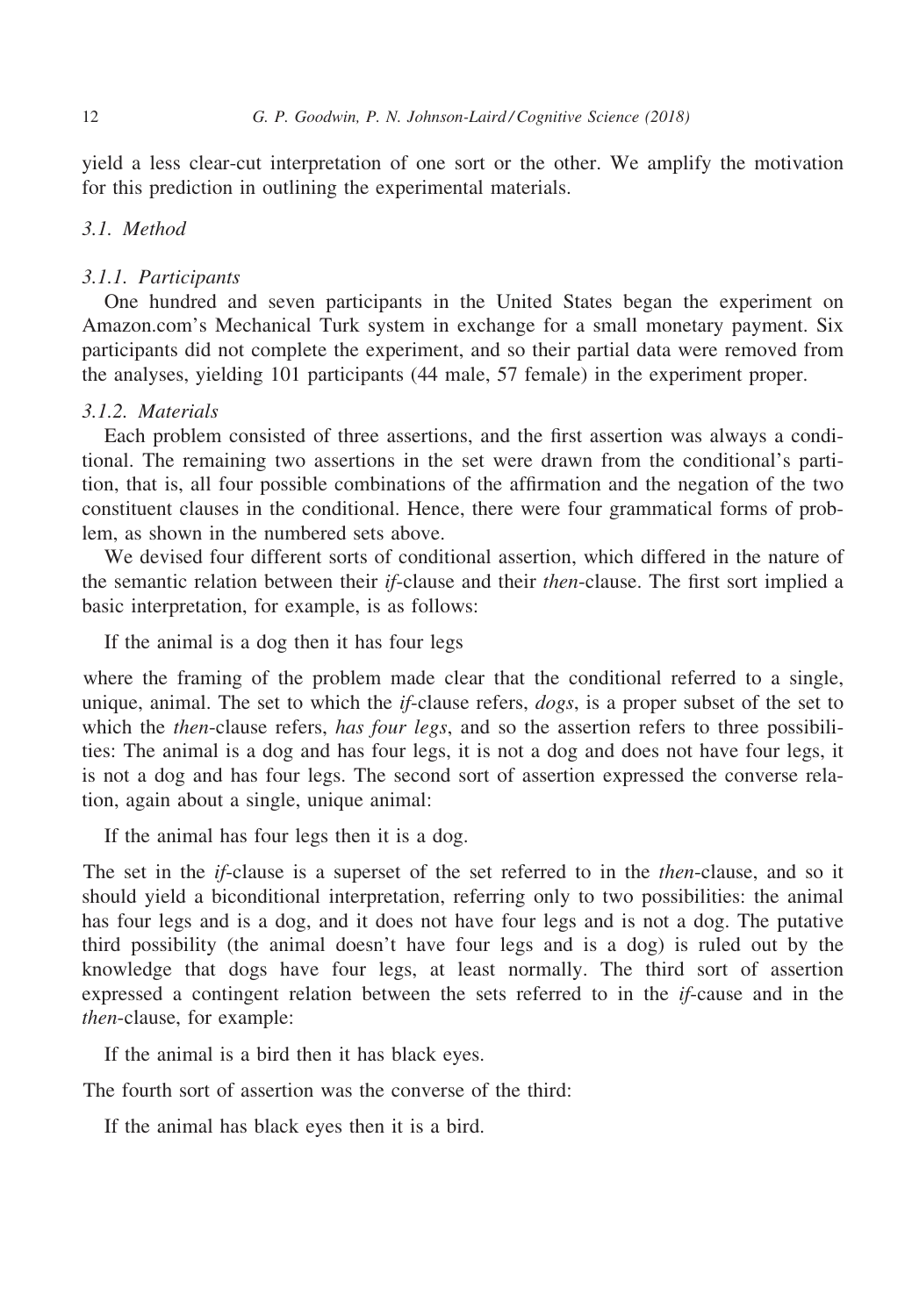yield a less clear-cut interpretation of one sort or the other. We amplify the motivation for this prediction in outlining the experimental materials.

### 3.1. Method

#### 3.1.1. Participants

One hundred and seven participants in the United States began the experiment on Amazon.com's Mechanical Turk system in exchange for a small monetary payment. Six participants did not complete the experiment, and so their partial data were removed from the analyses, yielding 101 participants (44 male, 57 female) in the experiment proper.

#### 3.1.2. Materials

Each problem consisted of three assertions, and the first assertion was always a conditional. The remaining two assertions in the set were drawn from the conditional's partition, that is, all four possible combinations of the affirmation and the negation of the two constituent clauses in the conditional. Hence, there were four grammatical forms of problem, as shown in the numbered sets above.

We devised four different sorts of conditional assertion, which differed in the nature of the semantic relation between their *if*-clause and their *then*-clause. The first sort implied a basic interpretation, for example, is as follows:

If the animal is a dog then it has four legs

where the framing of the problem made clear that the conditional referred to a single, unique, animal. The set to which the *if*-clause refers, *dogs*, is a proper subset of the set to which the *then*-clause refers, *has four legs*, and so the assertion refers to three possibilities: The animal is a dog and has four legs, it is not a dog and does not have four legs, it is not a dog and has four legs. The second sort of assertion expressed the converse relation, again about a single, unique animal:

If the animal has four legs then it is a dog.

The set in the *if*-clause is a superset of the set referred to in the *then*-clause, and so it should yield a biconditional interpretation, referring only to two possibilities: the animal has four legs and is a dog, and it does not have four legs and is not a dog. The putative third possibility (the animal doesn't have four legs and is a dog) is ruled out by the knowledge that dogs have four legs, at least normally. The third sort of assertion expressed a contingent relation between the sets referred to in the *if*-cause and in the *then*-clause, for example:

If the animal is a bird then it has black eyes.

The fourth sort of assertion was the converse of the third:

If the animal has black eyes then it is a bird.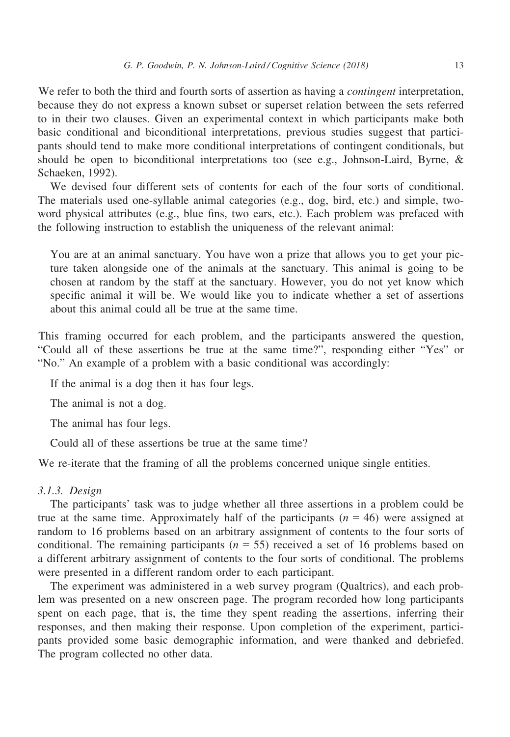We refer to both the third and fourth sorts of assertion as having a *contingent* interpretation, because they do not express a known subset or superset relation between the sets referred to in their two clauses. Given an experimental context in which participants make both basic conditional and biconditional interpretations, previous studies suggest that participants should tend to make more conditional interpretations of contingent conditionals, but should be open to biconditional interpretations too (see e.g., Johnson-Laird, Byrne, & Schaeken, 1992).

We devised four different sets of contents for each of the four sorts of conditional. The materials used one-syllable animal categories (e.g., dog, bird, etc.) and simple, two-word physical attributes (e.g., blue fins, two ears, etc.). Each problem was prefaced with the following instruction to establish the uniqueness of the relevant animal:

> You are at an animal sanctuary. You have won a prize that allows you to get your picture taken alongside one of the animals at the sanctuary. This animal is going to be chosen at random by the staff at the sanctuary. However, you do not yet know which specific animal it will be. We would like you to indicate whether a set of assertions about this animal could all be true at the same time.

This framing occurred for each problem, and the participants answered the question, "Could all of these assertions be true at the same time?", responding either "Yes" or "No." An example of a problem with a basic conditional was accordingly:

> If the animal is a dog then it has four legs.
>
> The animal is not a dog.
>
> The animal has four legs.
>
> Could all of these assertions be true at the same time?

We re-iterate that the framing of all the problems concerned unique single entities.

### 3.1.3. Design

The participants' task was to judge whether all three assertions in a problem could be true at the same time. Approximately half of the participants ($n = 46$) were assigned at random to 16 problems based on an arbitrary assignment of contents to the four sorts of conditional. The remaining participants ($n = 55$) received a set of 16 problems based on a different arbitrary assignment of contents to the four sorts of conditional. The problems were presented in a different random order to each participant.

The experiment was administered in a web survey program (Qualtrics), and each problem was presented on a new onscreen page. The program recorded how long participants spent on each page, that is, the time they spent reading the assertions, inferring their responses, and then making their response. Upon completion of the experiment, participants provided some basic demographic information, and were thanked and debriefed. The program collected no other data.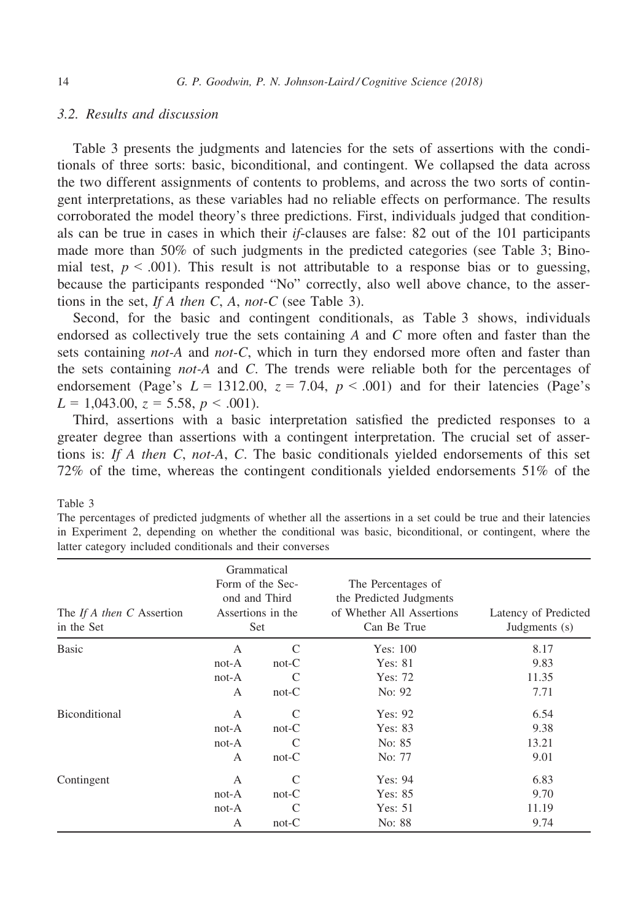### 3.2. Results and discussion

Table 3 presents the judgments and latencies for the sets of assertions with the conditionals of three sorts: basic, biconditional, and contingent. We collapsed the data across the two different assignments of contents to problems, and across the two sorts of contingent interpretations, as these variables had no reliable effects on performance. The results corroborated the model theory's three predictions. First, individuals judged that conditionals can be true in cases in which their *if*-clauses are false: 82 out of the 101 participants made more than 50% of such judgments in the predicted categories (see Table 3; Binomial test, $p < .001$). This result is not attributable to a response bias or to guessing, because the participants responded "No" correctly, also well above chance, to the assertions in the set, *If A then C*, *A*, *not-C* (see Table 3).

Second, for the basic and contingent conditionals, as Table 3 shows, individuals endorsed as collectively true the sets containing *A* and *C* more often and faster than the sets containing *not-A* and *not-C*, which in turn they endorsed more often and faster than the sets containing *not-A* and *C*. The trends were reliable both for the percentages of endorsement (Page's $L = 1312.00$, $z = 7.04$, $p < .001$) and for their latencies (Page's $L = 1{,}043.00$, $z = 5.58$, $p < .001$).

Third, assertions with a basic interpretation satisfied the predicted responses to a greater degree than assertions with a contingent interpretation. The crucial set of assertions is: *If A then C*, *not-A*, *C*. The basic conditionals yielded endorsements of this set 72% of the time, whereas the contingent conditionals yielded endorsements 51% of the

Table 3
The percentages of predicted judgments of whether all the assertions in a set could be true and their latencies in Experiment 2, depending on whether the conditional was basic, biconditional, or contingent, where the latter category included conditionals and their converses

| The *If A then C* Assertion in the Set | Grammatical Form of the Second and Third Assertions in the Set | | The Percentages of the Predicted Judgments of Whether All Assertions Can Be True | Latency of Predicted Judgments (s) |
|---|---|---|---|---|
| Basic | A | C | Yes: 100 | 8.17 |
| | not-A | not-C | Yes: 81 | 9.83 |
| | not-A | C | Yes: 72 | 11.35 |
| | A | not-C | No: 92 | 7.71 |
| Biconditional | A | C | Yes: 92 | 6.54 |
| | not-A | not-C | Yes: 83 | 9.38 |
| | not-A | C | No: 85 | 13.21 |
| | A | not-C | No: 77 | 9.01 |
| Contingent | A | C | Yes: 94 | 6.83 |
| | not-A | not-C | Yes: 85 | 9.70 |
| | not-A | C | Yes: 51 | 11.19 |
| | A | not-C | No: 88 | 9.74 |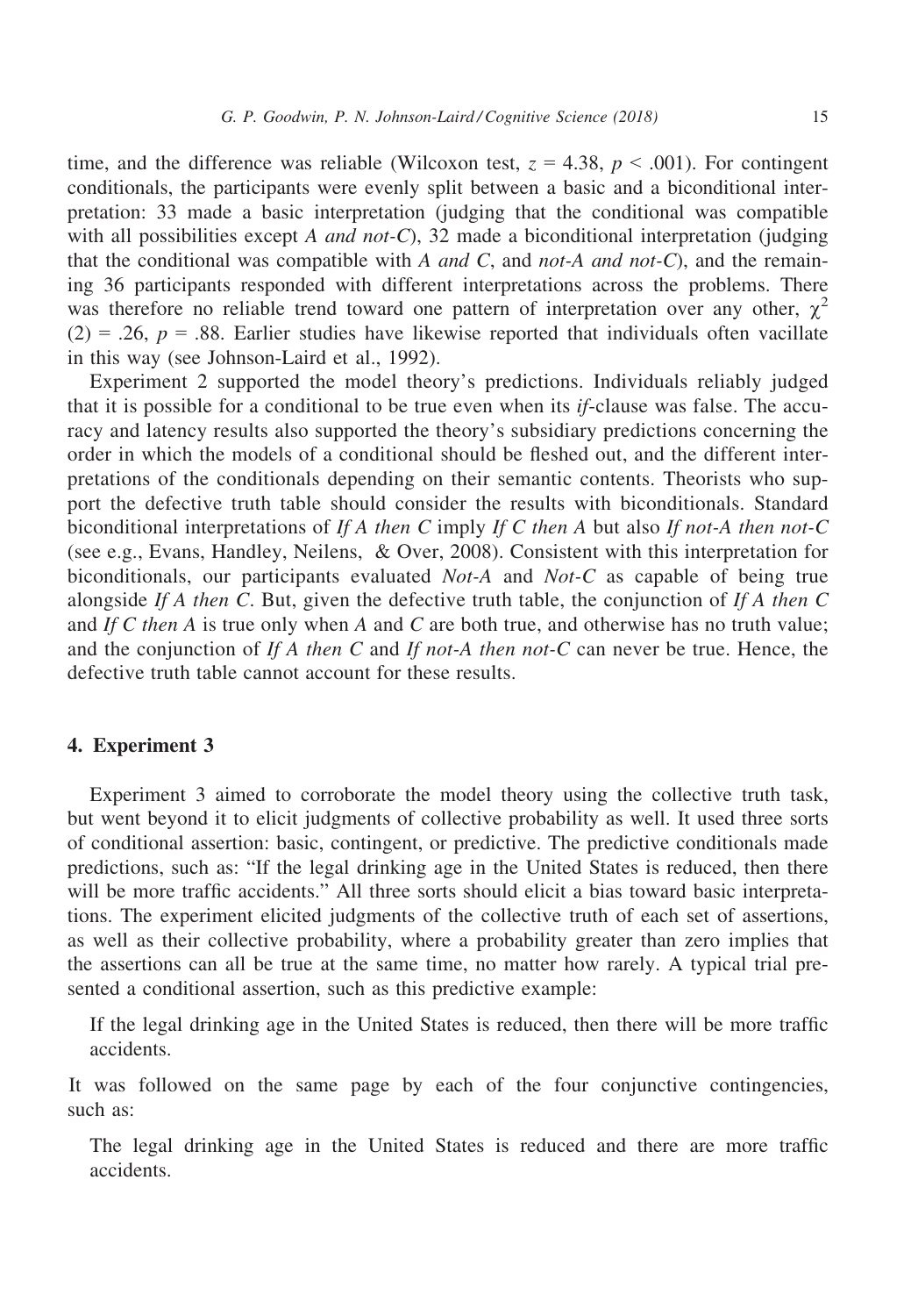time, and the difference was reliable (Wilcoxon test, $z = 4.38$, $p < .001$). For contingent conditionals, the participants were evenly split between a basic and a biconditional interpretation: 33 made a basic interpretation (judging that the conditional was compatible with all possibilities except *A and not-C*), 32 made a biconditional interpretation (judging that the conditional was compatible with *A and C*, and *not-A and not-C*), and the remaining 36 participants responded with different interpretations across the problems. There was therefore no reliable trend toward one pattern of interpretation over any other, $\chi^2$ $(2) = .26$, $p = .88$. Earlier studies have likewise reported that individuals often vacillate in this way (see Johnson-Laird et al., 1992).

Experiment 2 supported the model theory's predictions. Individuals reliably judged that it is possible for a conditional to be true even when its *if*-clause was false. The accuracy and latency results also supported the theory's subsidiary predictions concerning the order in which the models of a conditional should be fleshed out, and the different interpretations of the conditionals depending on their semantic contents. Theorists who support the defective truth table should consider the results with biconditionals. Standard biconditional interpretations of *If A then C* imply *If C then A* but also *If not-A then not-C* (see e.g., Evans, Handley, Neilens, & Over, 2008). Consistent with this interpretation for biconditionals, our participants evaluated *Not-A* and *Not-C* as capable of being true alongside *If A then C*. But, given the defective truth table, the conjunction of *If A then C* and *If C then A* is true only when *A* and *C* are both true, and otherwise has no truth value; and the conjunction of *If A then C* and *If not-A then not-C* can never be true. Hence, the defective truth table cannot account for these results.

## 4. Experiment 3

Experiment 3 aimed to corroborate the model theory using the collective truth task, but went beyond it to elicit judgments of collective probability as well. It used three sorts of conditional assertion: basic, contingent, or predictive. The predictive conditionals made predictions, such as: "If the legal drinking age in the United States is reduced, then there will be more traffic accidents." All three sorts should elicit a bias toward basic interpretations. The experiment elicited judgments of the collective truth of each set of assertions, as well as their collective probability, where a probability greater than zero implies that the assertions can all be true at the same time, no matter how rarely. A typical trial presented a conditional assertion, such as this predictive example:

> If the legal drinking age in the United States is reduced, then there will be more traffic accidents.

It was followed on the same page by each of the four conjunctive contingencies, such as:

> The legal drinking age in the United States is reduced and there are more traffic accidents.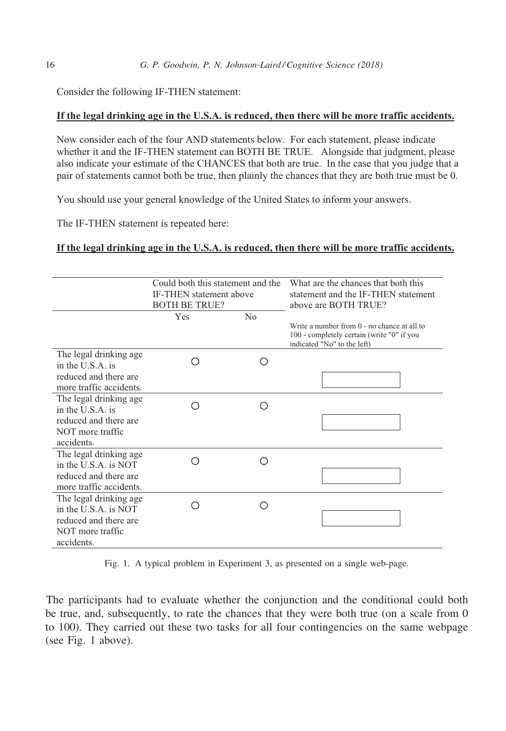Consider the following IF-THEN statement:

**If the legal drinking age in the U.S.A. is reduced, then there will be more traffic accidents.**

Now consider each of the four AND statements below. For each statement, please indicate whether it and the IF-THEN statement can BOTH BE TRUE. Alongside that judgment, please also indicate your estimate of the CHANCES that both are true. In the case that you judge that a pair of statements cannot both be true, then plainly the chances that they are both true must be 0.

You should use your general knowledge of the United States to inform your answers.

The IF-THEN statement is repeated here:

**If the legal drinking age in the U.S.A. is reduced, then there will be more traffic accidents.**

| | Could both this statement and the IF-THEN statement above BOTH BE TRUE? | | What are the chances that both this statement and the IF-THEN statement above are BOTH TRUE? |
|---|---|---|---|
| | Yes | No | Write a number from 0 - no chance at all to 100 - completely certain (write "0" if you indicated "No" to the left) |
| The legal drinking age in the U.S.A. is reduced and there are more traffic accidents. | ○ | ○ | |
| The legal drinking age in the U.S.A. is reduced and there are NOT more traffic accidents. | ○ | ○ | |
| The legal drinking age in the U.S.A. is NOT reduced and there are more traffic accidents. | ○ | ○ | |
| The legal drinking age in the U.S.A. is NOT reduced and there are NOT more traffic accidents. | ○ | ○ | |

Fig. 1. A typical problem in Experiment 3, as presented on a single web-page.

The participants had to evaluate whether the conjunction and the conditional could both be true, and, subsequently, to rate the chances that they were both true (on a scale from 0 to 100). They carried out these two tasks for all four contingencies on the same webpage (see Fig. 1 above).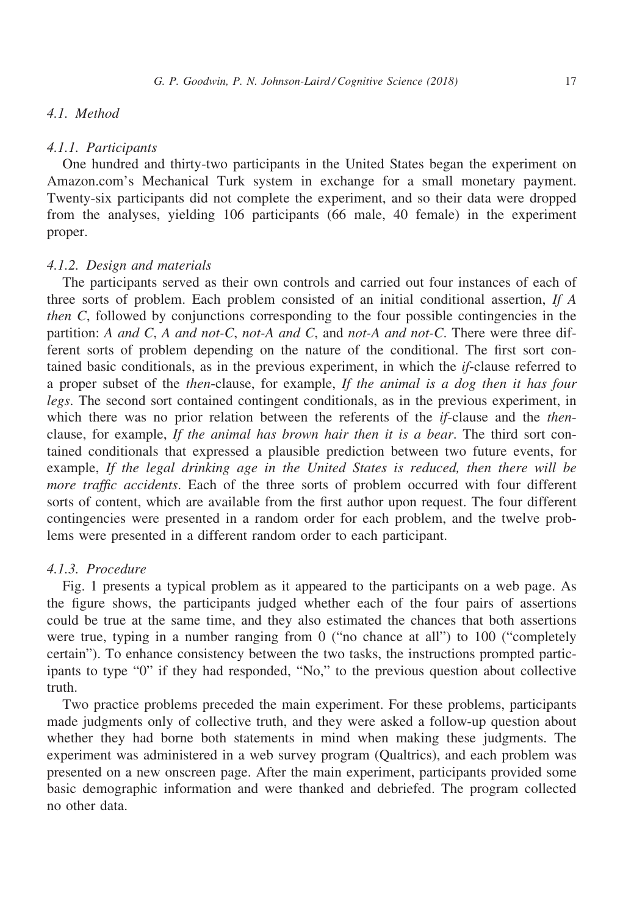### 4.1. Method

#### 4.1.1. Participants

One hundred and thirty-two participants in the United States began the experiment on Amazon.com's Mechanical Turk system in exchange for a small monetary payment. Twenty-six participants did not complete the experiment, and so their data were dropped from the analyses, yielding 106 participants (66 male, 40 female) in the experiment proper.

#### 4.1.2. Design and materials

The participants served as their own controls and carried out four instances of each of three sorts of problem. Each problem consisted of an initial conditional assertion, *If A then C*, followed by conjunctions corresponding to the four possible contingencies in the partition: *A and C*, *A and not-C*, *not-A and C*, and *not-A and not-C*. There were three different sorts of problem depending on the nature of the conditional. The first sort contained basic conditionals, as in the previous experiment, in which the *if*-clause referred to a proper subset of the *then*-clause, for example, *If the animal is a dog then it has four legs*. The second sort contained contingent conditionals, as in the previous experiment, in which there was no prior relation between the referents of the *if*-clause and the *then*-clause, for example, *If the animal has brown hair then it is a bear*. The third sort contained conditionals that expressed a plausible prediction between two future events, for example, *If the legal drinking age in the United States is reduced, then there will be more traffic accidents*. Each of the three sorts of problem occurred with four different sorts of content, which are available from the first author upon request. The four different contingencies were presented in a random order for each problem, and the twelve problems were presented in a different random order to each participant.

#### 4.1.3. Procedure

Fig. 1 presents a typical problem as it appeared to the participants on a web page. As the figure shows, the participants judged whether each of the four pairs of assertions could be true at the same time, and they also estimated the chances that both assertions were true, typing in a number ranging from 0 ("no chance at all") to 100 ("completely certain"). To enhance consistency between the two tasks, the instructions prompted participants to type "0" if they had responded, "No," to the previous question about collective truth.

Two practice problems preceded the main experiment. For these problems, participants made judgments only of collective truth, and they were asked a follow-up question about whether they had borne both statements in mind when making these judgments. The experiment was administered in a web survey program (Qualtrics), and each problem was presented on a new onscreen page. After the main experiment, participants provided some basic demographic information and were thanked and debriefed. The program collected no other data.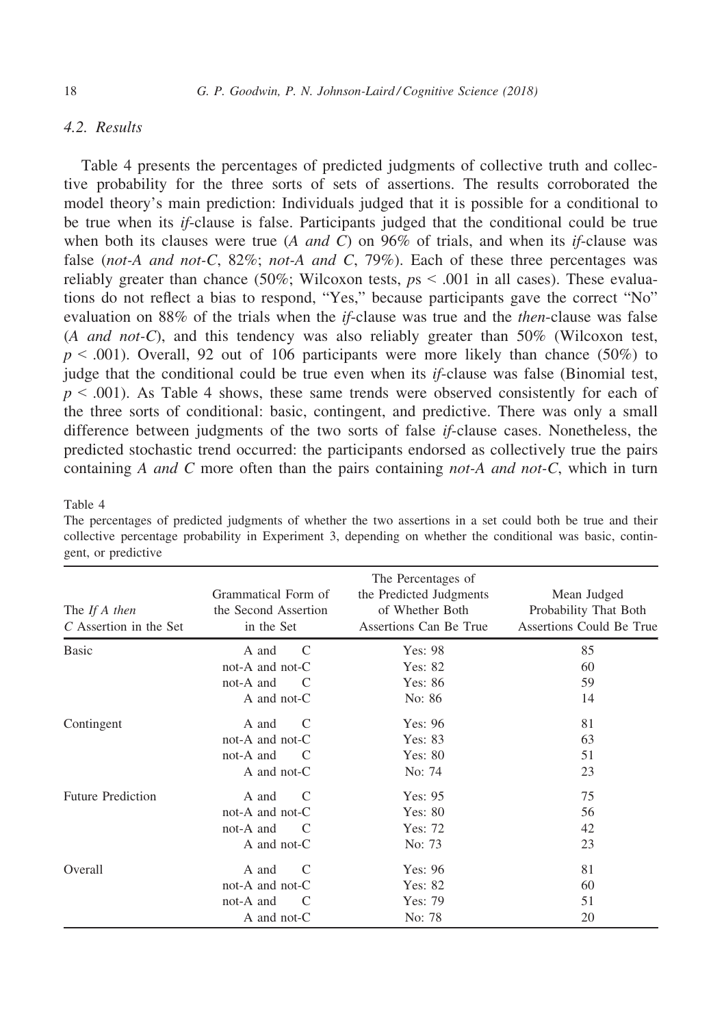### 4.2. Results

Table 4 presents the percentages of predicted judgments of collective truth and collective probability for the three sorts of sets of assertions. The results corroborated the model theory's main prediction: Individuals judged that it is possible for a conditional to be true when its *if*-clause is false. Participants judged that the conditional could be true when both its clauses were true (*A and C*) on 96% of trials, and when its *if*-clause was false (*not-A and not-C*, 82%; *not-A and C*, 79%). Each of these three percentages was reliably greater than chance (50%; Wilcoxon tests, $ps < .001$ in all cases). These evaluations do not reflect a bias to respond, "Yes," because participants gave the correct "No" evaluation on 88% of the trials when the *if*-clause was true and the *then*-clause was false (*A and not-C*), and this tendency was also reliably greater than 50% (Wilcoxon test, $p < .001$). Overall, 92 out of 106 participants were more likely than chance (50%) to judge that the conditional could be true even when its *if*-clause was false (Binomial test, $p < .001$). As Table 4 shows, these same trends were observed consistently for each of the three sorts of conditional: basic, contingent, and predictive. There was only a small difference between judgments of the two sorts of false *if*-clause cases. Nonetheless, the predicted stochastic trend occurred: the participants endorsed as collectively true the pairs containing *A and C* more often than the pairs containing *not-A and not-C*, which in turn

Table 4
The percentages of predicted judgments of whether the two assertions in a set could both be true and their collective percentage probability in Experiment 3, depending on whether the conditional was basic, contingent, or predictive

| The *If A then C* Assertion in the Set | Grammatical Form of the Second Assertion in the Set | The Percentages of the Predicted Judgments of Whether Both Assertions Can Be True | Mean Judged Probability That Both Assertions Could Be True |
|---|---|---|---|
| Basic | A and C | Yes: 98 | 85 |
| | not-A and not-C | Yes: 82 | 60 |
| | not-A and C | Yes: 86 | 59 |
| | A and not-C | No: 86 | 14 |
| Contingent | A and C | Yes: 96 | 81 |
| | not-A and not-C | Yes: 83 | 63 |
| | not-A and C | Yes: 80 | 51 |
| | A and not-C | No: 74 | 23 |
| Future Prediction | A and C | Yes: 95 | 75 |
| | not-A and not-C | Yes: 80 | 56 |
| | not-A and C | Yes: 72 | 42 |
| | A and not-C | No: 73 | 23 |
| Overall | A and C | Yes: 96 | 81 |
| | not-A and not-C | Yes: 82 | 60 |
| | not-A and C | Yes: 79 | 51 |
| | A and not-C | No: 78 | 20 |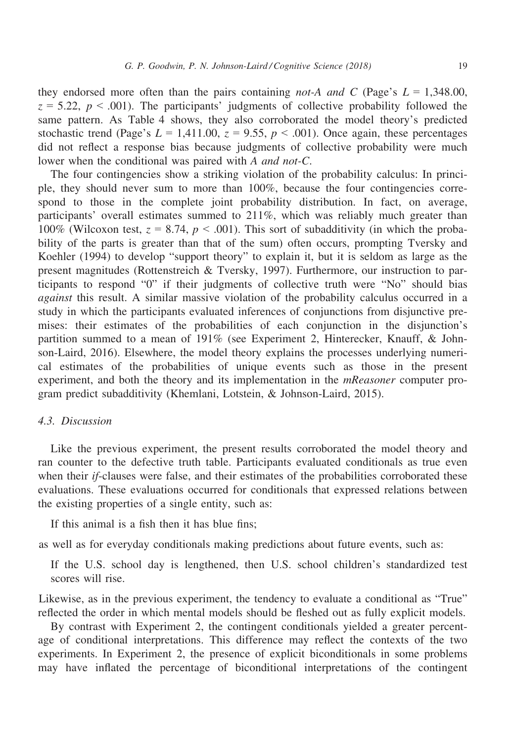they endorsed more often than the pairs containing *not-A and C* (Page's $L = 1{,}348.00$, $z = 5.22$, $p < .001$). The participants' judgments of collective probability followed the same pattern. As Table 4 shows, they also corroborated the model theory's predicted stochastic trend (Page's $L = 1{,}411.00$, $z = 9.55$, $p < .001$). Once again, these percentages did not reflect a response bias because judgments of collective probability were much lower when the conditional was paired with *A and not-C*.

The four contingencies show a striking violation of the probability calculus: In principle, they should never sum to more than 100%, because the four contingencies correspond to those in the complete joint probability distribution. In fact, on average, participants' overall estimates summed to 211%, which was reliably much greater than 100% (Wilcoxon test, $z = 8.74$, $p < .001$). This sort of subadditivity (in which the probability of the parts is greater than that of the sum) often occurs, prompting Tversky and Koehler (1994) to develop "support theory" to explain it, but it is seldom as large as the present magnitudes (Rottenstreich & Tversky, 1997). Furthermore, our instruction to participants to respond "0" if their judgments of collective truth were "No" should bias *against* this result. A similar massive violation of the probability calculus occurred in a study in which the participants evaluated inferences of conjunctions from disjunctive premises: their estimates of the probabilities of each conjunction in the disjunction's partition summed to a mean of 191% (see Experiment 2, Hinterecker, Knauff, & Johnson-Laird, 2016). Elsewhere, the model theory explains the processes underlying numerical estimates of the probabilities of unique events such as those in the present experiment, and both the theory and its implementation in the *mReasoner* computer program predict subadditivity (Khemlani, Lotstein, & Johnson-Laird, 2015).

### 4.3. Discussion

Like the previous experiment, the present results corroborated the model theory and ran counter to the defective truth table. Participants evaluated conditionals as true even when their *if*-clauses were false, and their estimates of the probabilities corroborated these evaluations. These evaluations occurred for conditionals that expressed relations between the existing properties of a single entity, such as:

If this animal is a fish then it has blue fins;

as well as for everyday conditionals making predictions about future events, such as:

If the U.S. school day is lengthened, then U.S. school children's standardized test scores will rise.

Likewise, as in the previous experiment, the tendency to evaluate a conditional as "True" reflected the order in which mental models should be fleshed out as fully explicit models.

By contrast with Experiment 2, the contingent conditionals yielded a greater percentage of conditional interpretations. This difference may reflect the contexts of the two experiments. In Experiment 2, the presence of explicit biconditionals in some problems may have inflated the percentage of biconditional interpretations of the contingent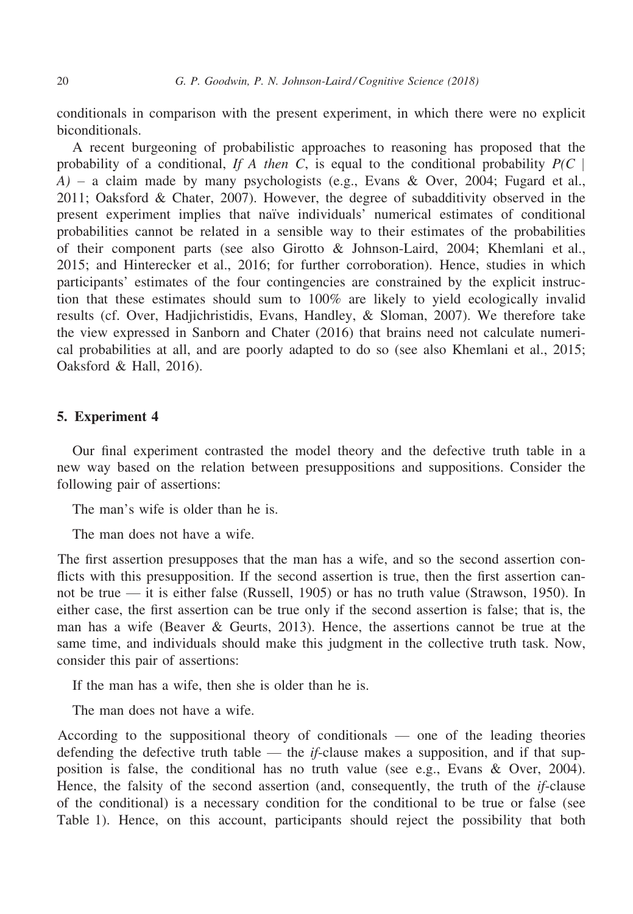conditionals in comparison with the present experiment, in which there were no explicit biconditionals.

A recent burgeoning of probabilistic approaches to reasoning has proposed that the probability of a conditional, *If A then C*, is equal to the conditional probability $P(C \mid A)$ – a claim made by many psychologists (e.g., Evans & Over, 2004; Fugard et al., 2011; Oaksford & Chater, 2007). However, the degree of subadditivity observed in the present experiment implies that naïve individuals' numerical estimates of conditional probabilities cannot be related in a sensible way to their estimates of the probabilities of their component parts (see also Girotto & Johnson-Laird, 2004; Khemlani et al., 2015; and Hinterecker et al., 2016; for further corroboration). Hence, studies in which participants' estimates of the four contingencies are constrained by the explicit instruction that these estimates should sum to 100% are likely to yield ecologically invalid results (cf. Over, Hadjichristidis, Evans, Handley, & Sloman, 2007). We therefore take the view expressed in Sanborn and Chater (2016) that brains need not calculate numerical probabilities at all, and are poorly adapted to do so (see also Khemlani et al., 2015; Oaksford & Hall, 2016).

## 5. Experiment 4

Our final experiment contrasted the model theory and the defective truth table in a new way based on the relation between presuppositions and suppositions. Consider the following pair of assertions:

The man's wife is older than he is.

The man does not have a wife.

The first assertion presupposes that the man has a wife, and so the second assertion conflicts with this presupposition. If the second assertion is true, then the first assertion cannot be true — it is either false (Russell, 1905) or has no truth value (Strawson, 1950). In either case, the first assertion can be true only if the second assertion is false; that is, the man has a wife (Beaver & Geurts, 2013). Hence, the assertions cannot be true at the same time, and individuals should make this judgment in the collective truth task. Now, consider this pair of assertions:

If the man has a wife, then she is older than he is.

The man does not have a wife.

According to the suppositional theory of conditionals — one of the leading theories defending the defective truth table — the *if*-clause makes a supposition, and if that supposition is false, the conditional has no truth value (see e.g., Evans & Over, 2004). Hence, the falsity of the second assertion (and, consequently, the truth of the *if*-clause of the conditional) is a necessary condition for the conditional to be true or false (see Table 1). Hence, on this account, participants should reject the possibility that both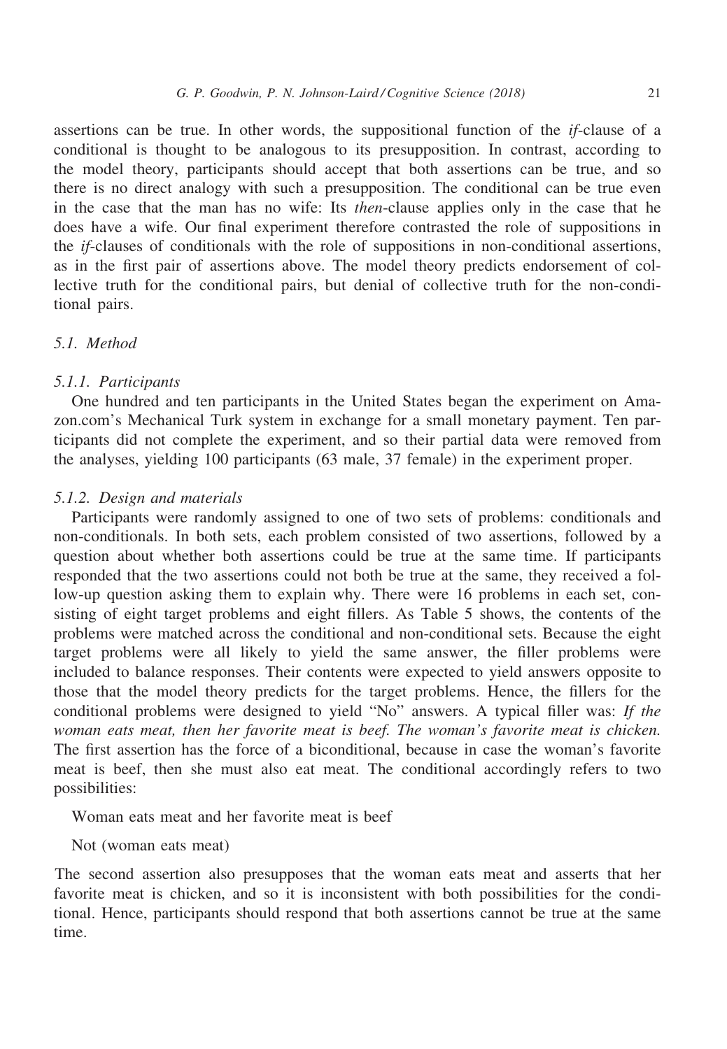assertions can be true. In other words, the suppositional function of the *if*-clause of a conditional is thought to be analogous to its presupposition. In contrast, according to the model theory, participants should accept that both assertions can be true, and so there is no direct analogy with such a presupposition. The conditional can be true even in the case that the man has no wife: Its *then*-clause applies only in the case that he does have a wife. Our final experiment therefore contrasted the role of suppositions in the *if*-clauses of conditionals with the role of suppositions in non-conditional assertions, as in the first pair of assertions above. The model theory predicts endorsement of collective truth for the conditional pairs, but denial of collective truth for the non-conditional pairs.

### 5.1. Method

#### 5.1.1. Participants

One hundred and ten participants in the United States began the experiment on Amazon.com's Mechanical Turk system in exchange for a small monetary payment. Ten participants did not complete the experiment, and so their partial data were removed from the analyses, yielding 100 participants (63 male, 37 female) in the experiment proper.

#### 5.1.2. Design and materials

Participants were randomly assigned to one of two sets of problems: conditionals and non-conditionals. In both sets, each problem consisted of two assertions, followed by a question about whether both assertions could be true at the same time. If participants responded that the two assertions could not both be true at the same, they received a follow-up question asking them to explain why. There were 16 problems in each set, consisting of eight target problems and eight fillers. As Table 5 shows, the contents of the problems were matched across the conditional and non-conditional sets. Because the eight target problems were all likely to yield the same answer, the filler problems were included to balance responses. Their contents were expected to yield answers opposite to those that the model theory predicts for the target problems. Hence, the fillers for the conditional problems were designed to yield "No" answers. A typical filler was: *If the woman eats meat, then her favorite meat is beef. The woman's favorite meat is chicken.* The first assertion has the force of a biconditional, because in case the woman's favorite meat is beef, then she must also eat meat. The conditional accordingly refers to two possibilities:

Woman eats meat and her favorite meat is beef

Not (woman eats meat)

The second assertion also presupposes that the woman eats meat and asserts that her favorite meat is chicken, and so it is inconsistent with both possibilities for the conditional. Hence, participants should respond that both assertions cannot be true at the same time.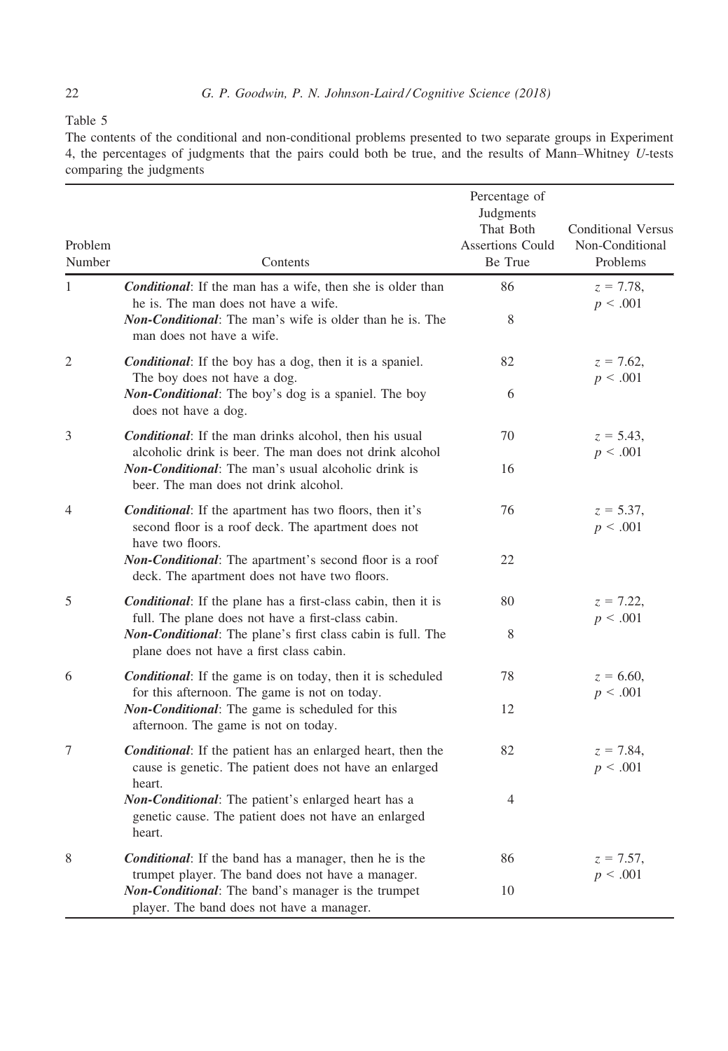Table 5

The contents of the conditional and non-conditional problems presented to two separate groups in Experiment 4, the percentages of judgments that the pairs could both be true, and the results of Mann–Whitney *U*-tests comparing the judgments

| Problem Number | Contents | Percentage of Judgments That Both Assertions Could Be True | Conditional Versus Non-Conditional Problems |
|---|---|---|---|
| 1 | ***Conditional***: If the man has a wife, then she is older than he is. The man does not have a wife. | 86 | $z = 7.78$, $p < .001$ |
| | ***Non-Conditional***: The man's wife is older than he is. The man does not have a wife. | 8 | |
| 2 | ***Conditional***: If the boy has a dog, then it is a spaniel. The boy does not have a dog. | 82 | $z = 7.62$, $p < .001$ |
| | ***Non-Conditional***: The boy's dog is a spaniel. The boy does not have a dog. | 6 | |
| 3 | ***Conditional***: If the man drinks alcohol, then his usual alcoholic drink is beer. The man does not drink alcohol | 70 | $z = 5.43$, $p < .001$ |
| | ***Non-Conditional***: The man's usual alcoholic drink is beer. The man does not drink alcohol. | 16 | |
| 4 | ***Conditional***: If the apartment has two floors, then it's second floor is a roof deck. The apartment does not have two floors. | 76 | $z = 5.37$, $p < .001$ |
| | ***Non-Conditional***: The apartment's second floor is a roof deck. The apartment does not have two floors. | 22 | |
| 5 | ***Conditional***: If the plane has a first-class cabin, then it is full. The plane does not have a first-class cabin. | 80 | $z = 7.22$, $p < .001$ |
| | ***Non-Conditional***: The plane's first class cabin is full. The plane does not have a first class cabin. | 8 | |
| 6 | ***Conditional***: If the game is on today, then it is scheduled for this afternoon. The game is not on today. | 78 | $z = 6.60$, $p < .001$ |
| | ***Non-Conditional***: The game is scheduled for this afternoon. The game is not on today. | 12 | |
| 7 | ***Conditional***: If the patient has an enlarged heart, then the cause is genetic. The patient does not have an enlarged heart. | 82 | $z = 7.84$, $p < .001$ |
| | ***Non-Conditional***: The patient's enlarged heart has a genetic cause. The patient does not have an enlarged heart. | 4 | |
| 8 | ***Conditional***: If the band has a manager, then he is the trumpet player. The band does not have a manager. | 86 | $z = 7.57$, $p < .001$ |
| | ***Non-Conditional***: The band's manager is the trumpet player. The band does not have a manager. | 10 | |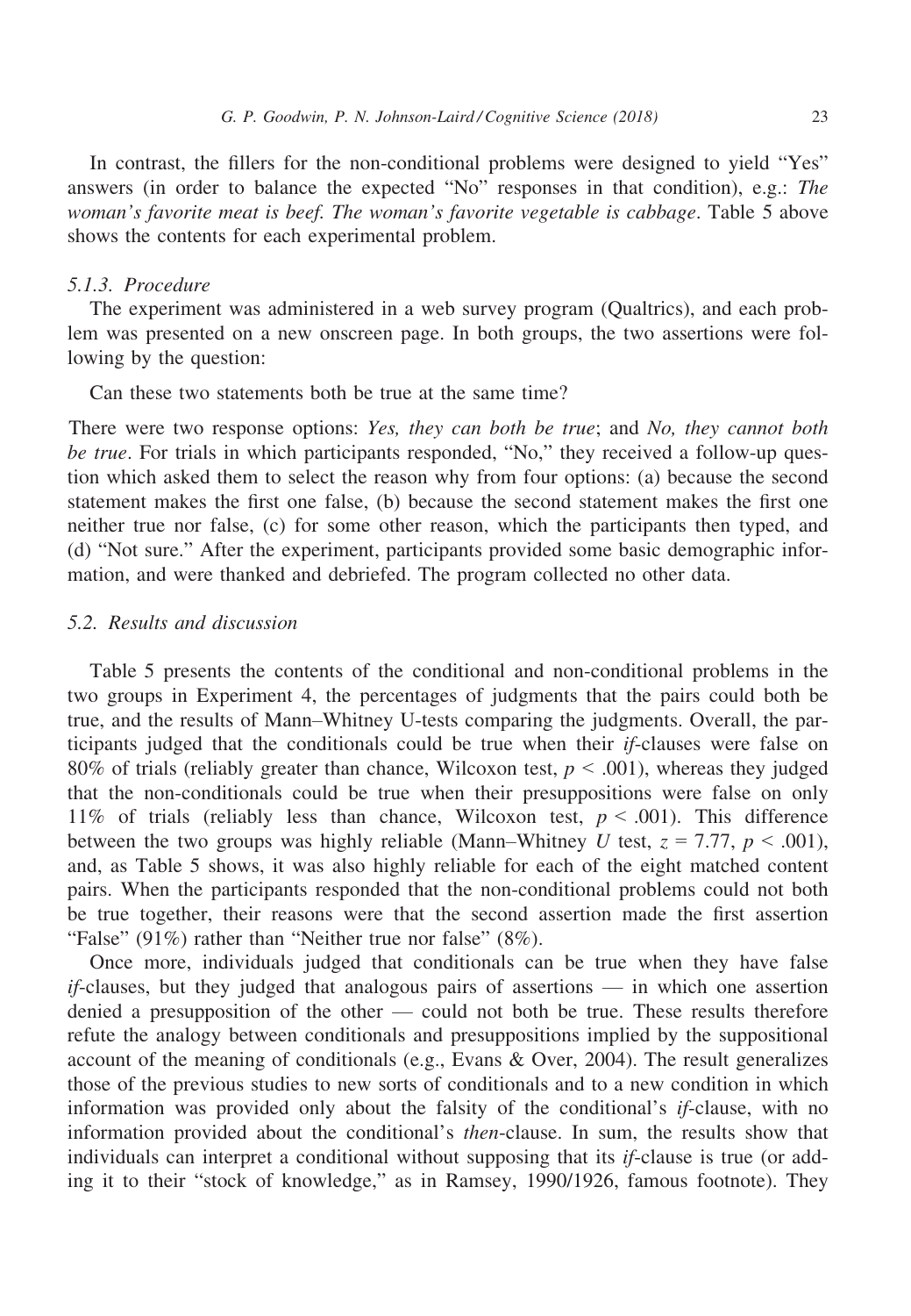In contrast, the fillers for the non-conditional problems were designed to yield "Yes" answers (in order to balance the expected "No" responses in that condition), e.g.: *The woman's favorite meat is beef. The woman's favorite vegetable is cabbage*. Table 5 above shows the contents for each experimental problem.

#### 5.1.3. Procedure

The experiment was administered in a web survey program (Qualtrics), and each problem was presented on a new onscreen page. In both groups, the two assertions were following by the question:

Can these two statements both be true at the same time?

There were two response options: *Yes, they can both be true*; and *No, they cannot both be true*. For trials in which participants responded, "No," they received a follow-up question which asked them to select the reason why from four options: (a) because the second statement makes the first one false, (b) because the second statement makes the first one neither true nor false, (c) for some other reason, which the participants then typed, and (d) "Not sure." After the experiment, participants provided some basic demographic information, and were thanked and debriefed. The program collected no other data.

### 5.2. Results and discussion

Table 5 presents the contents of the conditional and non-conditional problems in the two groups in Experiment 4, the percentages of judgments that the pairs could both be true, and the results of Mann–Whitney U-tests comparing the judgments. Overall, the participants judged that the conditionals could be true when their *if*-clauses were false on 80% of trials (reliably greater than chance, Wilcoxon test, $p < .001$), whereas they judged that the non-conditionals could be true when their presuppositions were false on only 11% of trials (reliably less than chance, Wilcoxon test, $p < .001$). This difference between the two groups was highly reliable (Mann–Whitney $U$ test, $z = 7.77$, $p < .001$), and, as Table 5 shows, it was also highly reliable for each of the eight matched content pairs. When the participants responded that the non-conditional problems could not both be true together, their reasons were that the second assertion made the first assertion "False" (91%) rather than "Neither true nor false" (8%).

Once more, individuals judged that conditionals can be true when they have false *if*-clauses, but they judged that analogous pairs of assertions — in which one assertion denied a presupposition of the other — could not both be true. These results therefore refute the analogy between conditionals and presuppositions implied by the suppositional account of the meaning of conditionals (e.g., Evans & Over, 2004). The result generalizes those of the previous studies to new sorts of conditionals and to a new condition in which information was provided only about the falsity of the conditional's *if*-clause, with no information provided about the conditional's *then*-clause. In sum, the results show that individuals can interpret a conditional without supposing that its *if*-clause is true (or adding it to their "stock of knowledge," as in Ramsey, 1990/1926, famous footnote). They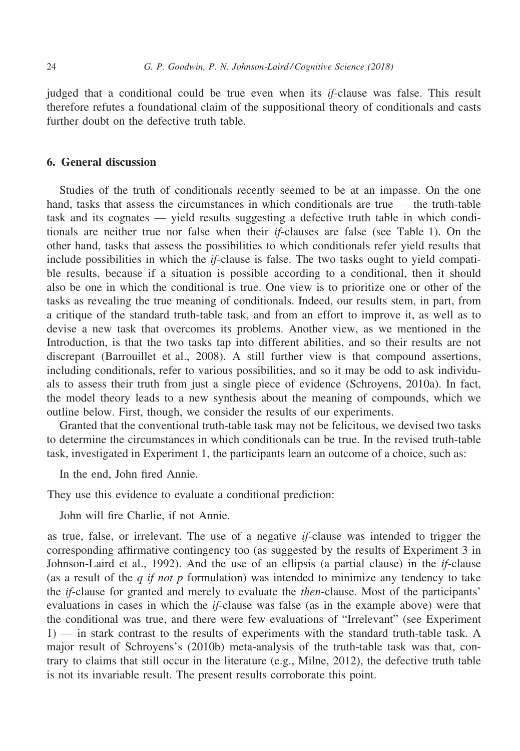judged that a conditional could be true even when its *if*-clause was false. This result therefore refutes a foundational claim of the suppositional theory of conditionals and casts further doubt on the defective truth table.

## 6. General discussion

Studies of the truth of conditionals recently seemed to be at an impasse. On the one hand, tasks that assess the circumstances in which conditionals are true — the truth-table task and its cognates — yield results suggesting a defective truth table in which conditionals are neither true nor false when their *if*-clauses are false (see Table 1). On the other hand, tasks that assess the possibilities to which conditionals refer yield results that include possibilities in which the *if*-clause is false. The two tasks ought to yield compatible results, because if a situation is possible according to a conditional, then it should also be one in which the conditional is true. One view is to prioritize one or other of the tasks as revealing the true meaning of conditionals. Indeed, our results stem, in part, from a critique of the standard truth-table task, and from an effort to improve it, as well as to devise a new task that overcomes its problems. Another view, as we mentioned in the Introduction, is that the two tasks tap into different abilities, and so their results are not discrepant (Barrouillet et al., 2008). A still further view is that compound assertions, including conditionals, refer to various possibilities, and so it may be odd to ask individuals to assess their truth from just a single piece of evidence (Schroyens, 2010a). In fact, the model theory leads to a new synthesis about the meaning of compounds, which we outline below. First, though, we consider the results of our experiments.

Granted that the conventional truth-table task may not be felicitous, we devised two tasks to determine the circumstances in which conditionals can be true. In the revised truth-table task, investigated in Experiment 1, the participants learn an outcome of a choice, such as:

In the end, John fired Annie.

They use this evidence to evaluate a conditional prediction:

John will fire Charlie, if not Annie.

as true, false, or irrelevant. The use of a negative *if*-clause was intended to trigger the corresponding affirmative contingency too (as suggested by the results of Experiment 3 in Johnson-Laird et al., 1992). And the use of an ellipsis (a partial clause) in the *if*-clause (as a result of the *q if not p* formulation) was intended to minimize any tendency to take the *if*-clause for granted and merely to evaluate the *then*-clause. Most of the participants' evaluations in cases in which the *if*-clause was false (as in the example above) were that the conditional was true, and there were few evaluations of "Irrelevant" (see Experiment 1) — in stark contrast to the results of experiments with the standard truth-table task. A major result of Schroyens's (2010b) meta-analysis of the truth-table task was that, contrary to claims that still occur in the literature (e.g., Milne, 2012), the defective truth table is not its invariable result. The present results corroborate this point.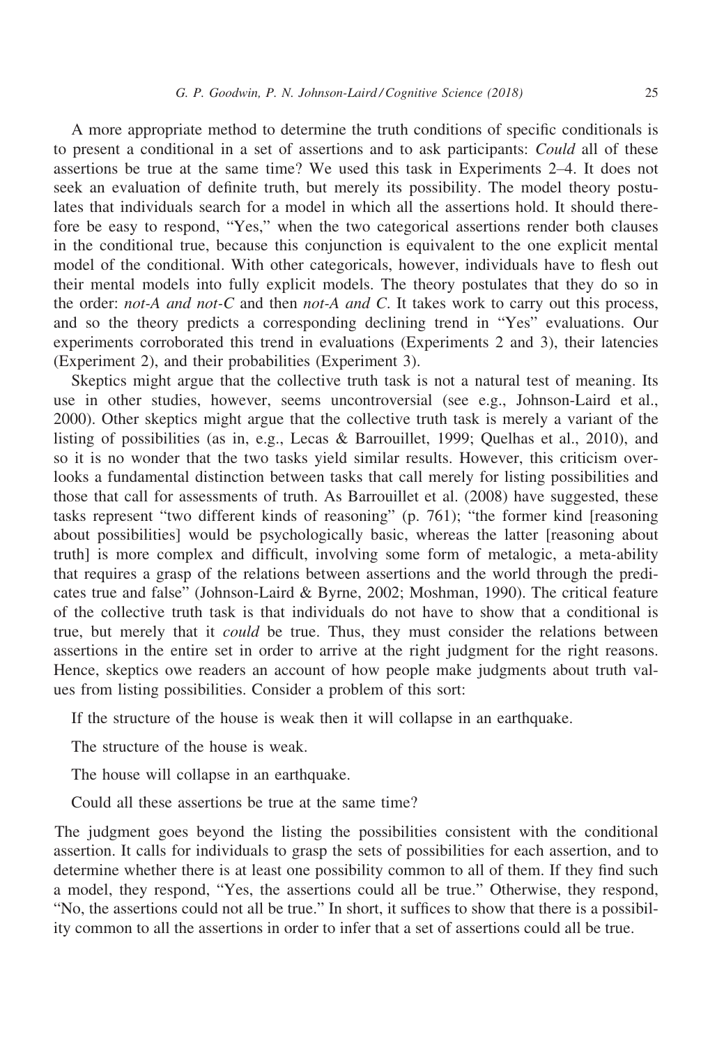A more appropriate method to determine the truth conditions of specific conditionals is to present a conditional in a set of assertions and to ask participants: *Could* all of these assertions be true at the same time? We used this task in Experiments 2–4. It does not seek an evaluation of definite truth, but merely its possibility. The model theory postulates that individuals search for a model in which all the assertions hold. It should therefore be easy to respond, "Yes," when the two categorical assertions render both clauses in the conditional true, because this conjunction is equivalent to the one explicit mental model of the conditional. With other categoricals, however, individuals have to flesh out their mental models into fully explicit models. The theory postulates that they do so in the order: *not-A and not-C* and then *not-A and C*. It takes work to carry out this process, and so the theory predicts a corresponding declining trend in "Yes" evaluations. Our experiments corroborated this trend in evaluations (Experiments 2 and 3), their latencies (Experiment 2), and their probabilities (Experiment 3).

Skeptics might argue that the collective truth task is not a natural test of meaning. Its use in other studies, however, seems uncontroversial (see e.g., Johnson-Laird et al., 2000). Other skeptics might argue that the collective truth task is merely a variant of the listing of possibilities (as in, e.g., Lecas & Barrouillet, 1999; Quelhas et al., 2010), and so it is no wonder that the two tasks yield similar results. However, this criticism overlooks a fundamental distinction between tasks that call merely for listing possibilities and those that call for assessments of truth. As Barrouillet et al. (2008) have suggested, these tasks represent "two different kinds of reasoning" (p. 761); "the former kind [reasoning about possibilities] would be psychologically basic, whereas the latter [reasoning about truth] is more complex and difficult, involving some form of metalogic, a meta-ability that requires a grasp of the relations between assertions and the world through the predicates true and false" (Johnson-Laird & Byrne, 2002; Moshman, 1990). The critical feature of the collective truth task is that individuals do not have to show that a conditional is true, but merely that it *could* be true. Thus, they must consider the relations between assertions in the entire set in order to arrive at the right judgment for the right reasons. Hence, skeptics owe readers an account of how people make judgments about truth values from listing possibilities. Consider a problem of this sort:

If the structure of the house is weak then it will collapse in an earthquake.

The structure of the house is weak.

The house will collapse in an earthquake.

Could all these assertions be true at the same time?

The judgment goes beyond the listing the possibilities consistent with the conditional assertion. It calls for individuals to grasp the sets of possibilities for each assertion, and to determine whether there is at least one possibility common to all of them. If they find such a model, they respond, "Yes, the assertions could all be true." Otherwise, they respond, "No, the assertions could not all be true." In short, it suffices to show that there is a possibility common to all the assertions in order to infer that a set of assertions could all be true.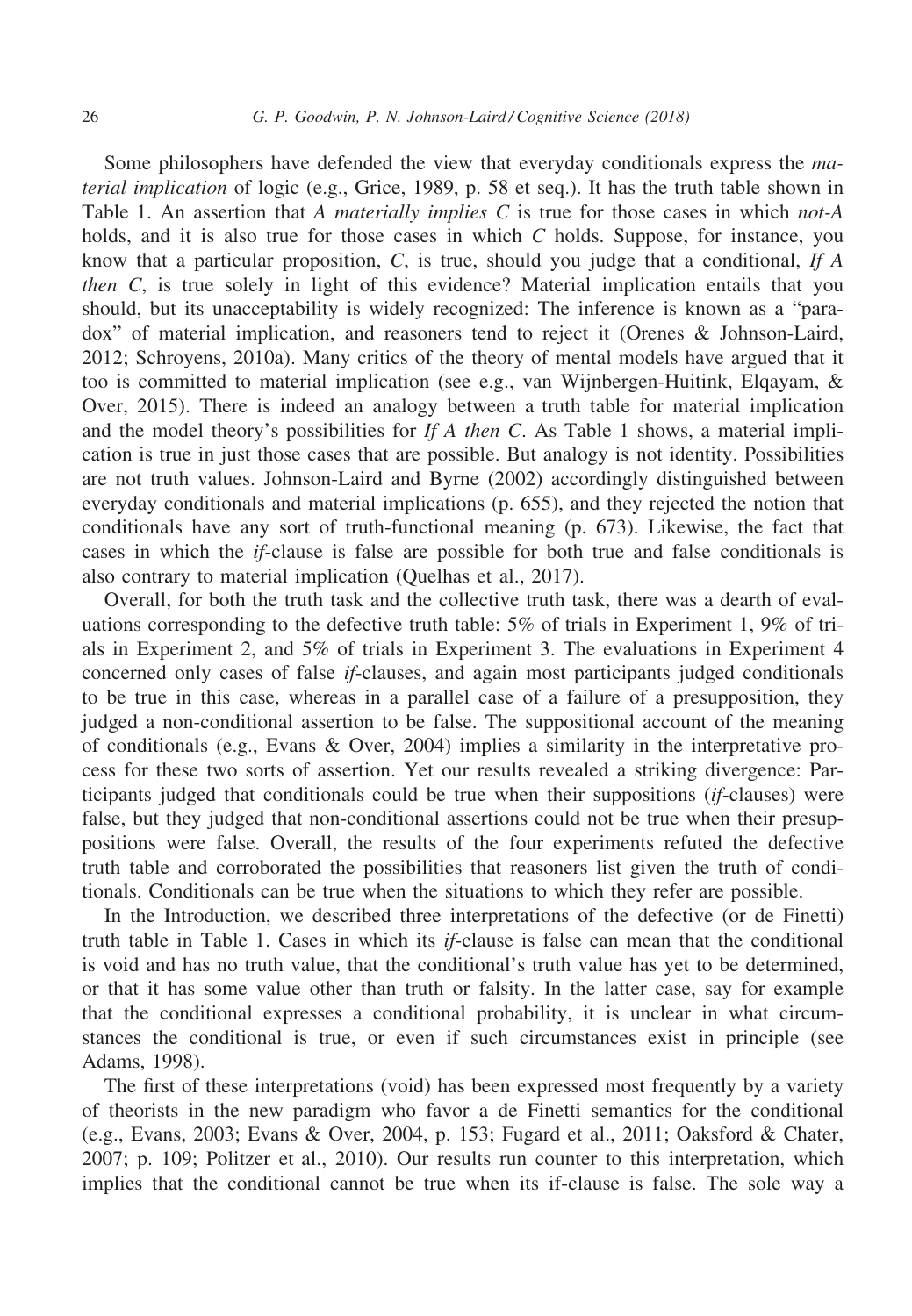Some philosophers have defended the view that everyday conditionals express the *material implication* of logic (e.g., Grice, 1989, p. 58 et seq.). It has the truth table shown in Table 1. An assertion that *A materially implies C* is true for those cases in which *not-A* holds, and it is also true for those cases in which *C* holds. Suppose, for instance, you know that a particular proposition, *C*, is true, should you judge that a conditional, *If A then C*, is true solely in light of this evidence? Material implication entails that you should, but its unacceptability is widely recognized: The inference is known as a "paradox" of material implication, and reasoners tend to reject it (Orenes & Johnson-Laird, 2012; Schroyens, 2010a). Many critics of the theory of mental models have argued that it too is committed to material implication (see e.g., van Wijnbergen-Huitink, Elqayam, & Over, 2015). There is indeed an analogy between a truth table for material implication and the model theory's possibilities for *If A then C*. As Table 1 shows, a material implication is true in just those cases that are possible. But analogy is not identity. Possibilities are not truth values. Johnson-Laird and Byrne (2002) accordingly distinguished between everyday conditionals and material implications (p. 655), and they rejected the notion that conditionals have any sort of truth-functional meaning (p. 673). Likewise, the fact that cases in which the *if*-clause is false are possible for both true and false conditionals is also contrary to material implication (Quelhas et al., 2017).

Overall, for both the truth task and the collective truth task, there was a dearth of evaluations corresponding to the defective truth table: 5% of trials in Experiment 1, 9% of trials in Experiment 2, and 5% of trials in Experiment 3. The evaluations in Experiment 4 concerned only cases of false *if*-clauses, and again most participants judged conditionals to be true in this case, whereas in a parallel case of a failure of a presupposition, they judged a non-conditional assertion to be false. The suppositional account of the meaning of conditionals (e.g., Evans & Over, 2004) implies a similarity in the interpretative process for these two sorts of assertion. Yet our results revealed a striking divergence: Participants judged that conditionals could be true when their suppositions (*if*-clauses) were false, but they judged that non-conditional assertions could not be true when their presuppositions were false. Overall, the results of the four experiments refuted the defective truth table and corroborated the possibilities that reasoners list given the truth of conditionals. Conditionals can be true when the situations to which they refer are possible.

In the Introduction, we described three interpretations of the defective (or de Finetti) truth table in Table 1. Cases in which its *if*-clause is false can mean that the conditional is void and has no truth value, that the conditional's truth value has yet to be determined, or that it has some value other than truth or falsity. In the latter case, say for example that the conditional expresses a conditional probability, it is unclear in what circumstances the conditional is true, or even if such circumstances exist in principle (see Adams, 1998).

The first of these interpretations (void) has been expressed most frequently by a variety of theorists in the new paradigm who favor a de Finetti semantics for the conditional (e.g., Evans, 2003; Evans & Over, 2004, p. 153; Fugard et al., 2011; Oaksford & Chater, 2007; p. 109; Politzer et al., 2010). Our results run counter to this interpretation, which implies that the conditional cannot be true when its if-clause is false. The sole way a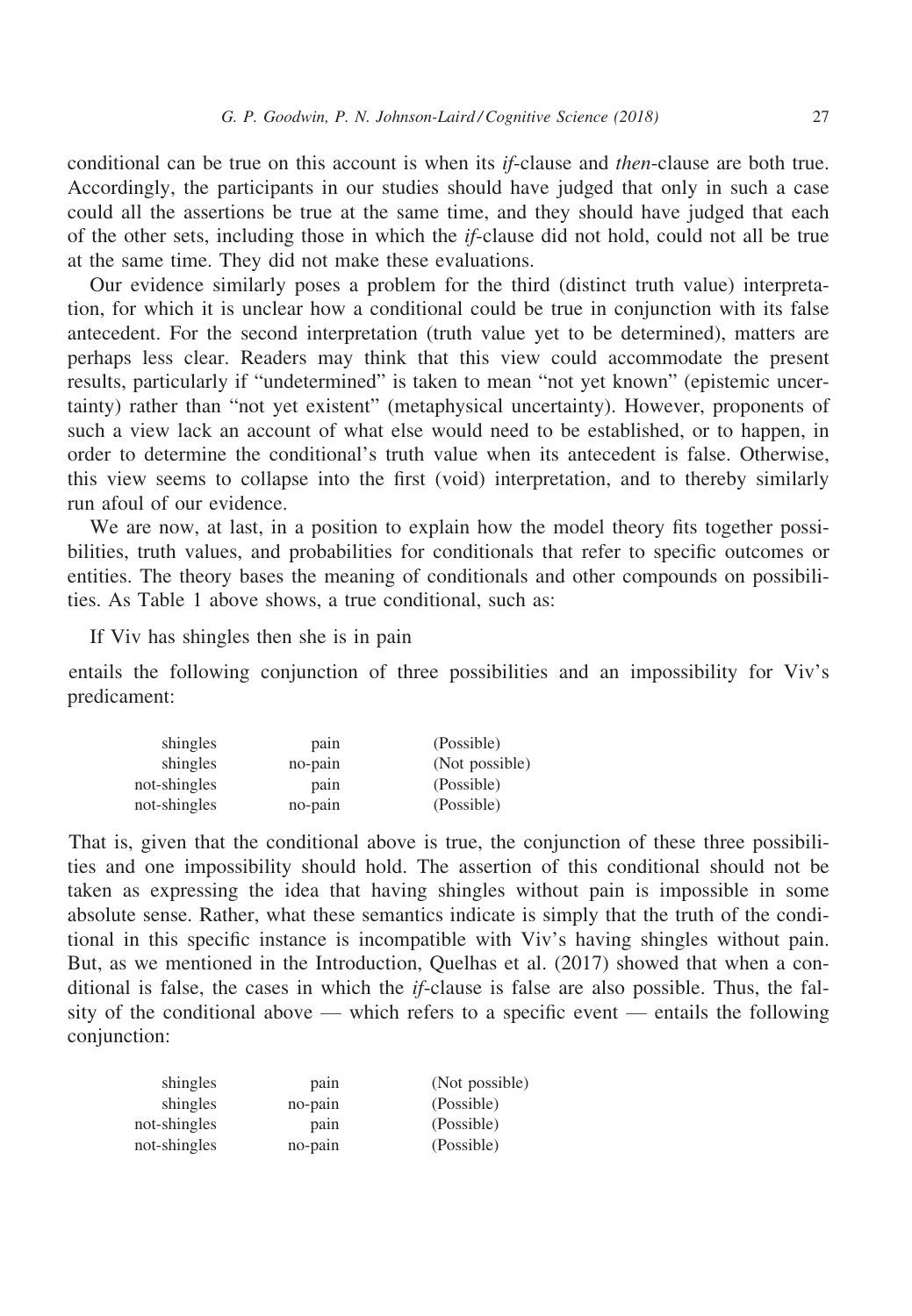conditional can be true on this account is when its *if*-clause and *then*-clause are both true. Accordingly, the participants in our studies should have judged that only in such a case could all the assertions be true at the same time, and they should have judged that each of the other sets, including those in which the *if*-clause did not hold, could not all be true at the same time. They did not make these evaluations.

Our evidence similarly poses a problem for the third (distinct truth value) interpretation, for which it is unclear how a conditional could be true in conjunction with its false antecedent. For the second interpretation (truth value yet to be determined), matters are perhaps less clear. Readers may think that this view could accommodate the present results, particularly if "undetermined" is taken to mean "not yet known" (epistemic uncertainty) rather than "not yet existent" (metaphysical uncertainty). However, proponents of such a view lack an account of what else would need to be established, or to happen, in order to determine the conditional's truth value when its antecedent is false. Otherwise, this view seems to collapse into the first (void) interpretation, and to thereby similarly run afoul of our evidence.

We are now, at last, in a position to explain how the model theory fits together possibilities, truth values, and probabilities for conditionals that refer to specific outcomes or entities. The theory bases the meaning of conditionals and other compounds on possibilities. As Table 1 above shows, a true conditional, such as:

If Viv has shingles then she is in pain

entails the following conjunction of three possibilities and an impossibility for Viv's predicament:

| | | |
|---|---|---|
| shingles | pain | (Possible) |
| shingles | no-pain | (Not possible) |
| not-shingles | pain | (Possible) |
| not-shingles | no-pain | (Possible) |

That is, given that the conditional above is true, the conjunction of these three possibilities and one impossibility should hold. The assertion of this conditional should not be taken as expressing the idea that having shingles without pain is impossible in some absolute sense. Rather, what these semantics indicate is simply that the truth of the conditional in this specific instance is incompatible with Viv's having shingles without pain. But, as we mentioned in the Introduction, Quelhas et al. (2017) showed that when a conditional is false, the cases in which the *if*-clause is false are also possible. Thus, the falsity of the conditional above — which refers to a specific event — entails the following conjunction:

| | | |
|---|---|---|
| shingles | pain | (Not possible) |
| shingles | no-pain | (Possible) |
| not-shingles | pain | (Possible) |
| not-shingles | no-pain | (Possible) |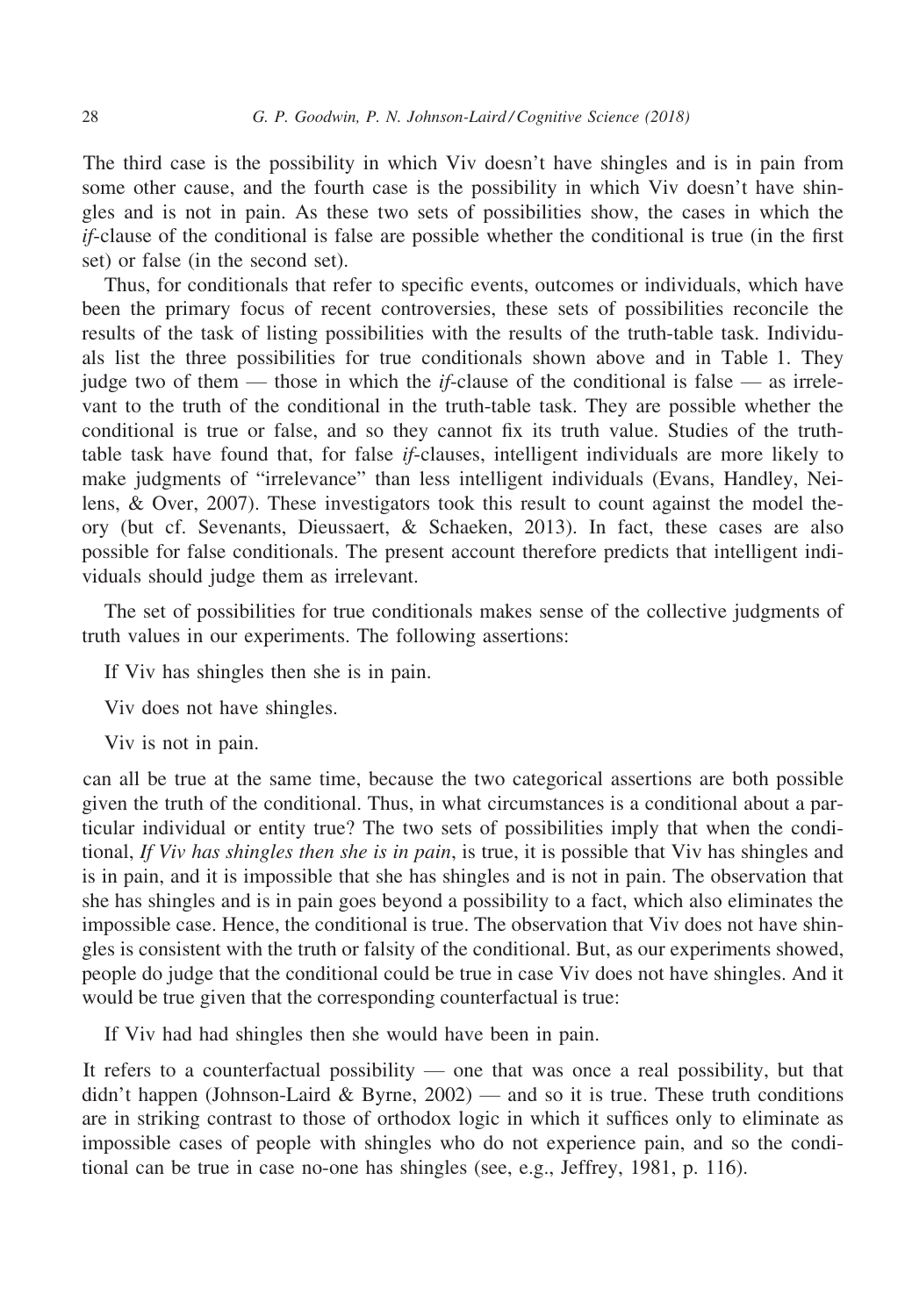The third case is the possibility in which Viv doesn't have shingles and is in pain from some other cause, and the fourth case is the possibility in which Viv doesn't have shingles and is not in pain. As these two sets of possibilities show, the cases in which the *if*-clause of the conditional is false are possible whether the conditional is true (in the first set) or false (in the second set).

Thus, for conditionals that refer to specific events, outcomes or individuals, which have been the primary focus of recent controversies, these sets of possibilities reconcile the results of the task of listing possibilities with the results of the truth-table task. Individuals list the three possibilities for true conditionals shown above and in Table 1. They judge two of them — those in which the *if*-clause of the conditional is false — as irrelevant to the truth of the conditional in the truth-table task. They are possible whether the conditional is true or false, and so they cannot fix its truth value. Studies of the truth-table task have found that, for false *if*-clauses, intelligent individuals are more likely to make judgments of "irrelevance" than less intelligent individuals (Evans, Handley, Neilens, & Over, 2007). These investigators took this result to count against the model theory (but cf. Sevenants, Dieussaert, & Schaeken, 2013). In fact, these cases are also possible for false conditionals. The present account therefore predicts that intelligent individuals should judge them as irrelevant.

The set of possibilities for true conditionals makes sense of the collective judgments of truth values in our experiments. The following assertions:

If Viv has shingles then she is in pain.

Viv does not have shingles.

Viv is not in pain.

can all be true at the same time, because the two categorical assertions are both possible given the truth of the conditional. Thus, in what circumstances is a conditional about a particular individual or entity true? The two sets of possibilities imply that when the conditional, *If Viv has shingles then she is in pain*, is true, it is possible that Viv has shingles and is in pain, and it is impossible that she has shingles and is not in pain. The observation that she has shingles and is in pain goes beyond a possibility to a fact, which also eliminates the impossible case. Hence, the conditional is true. The observation that Viv does not have shingles is consistent with the truth or falsity of the conditional. But, as our experiments showed, people do judge that the conditional could be true in case Viv does not have shingles. And it would be true given that the corresponding counterfactual is true:

If Viv had had shingles then she would have been in pain.

It refers to a counterfactual possibility — one that was once a real possibility, but that didn't happen (Johnson-Laird & Byrne, 2002) — and so it is true. These truth conditions are in striking contrast to those of orthodox logic in which it suffices only to eliminate as impossible cases of people with shingles who do not experience pain, and so the conditional can be true in case no-one has shingles (see, e.g., Jeffrey, 1981, p. 116).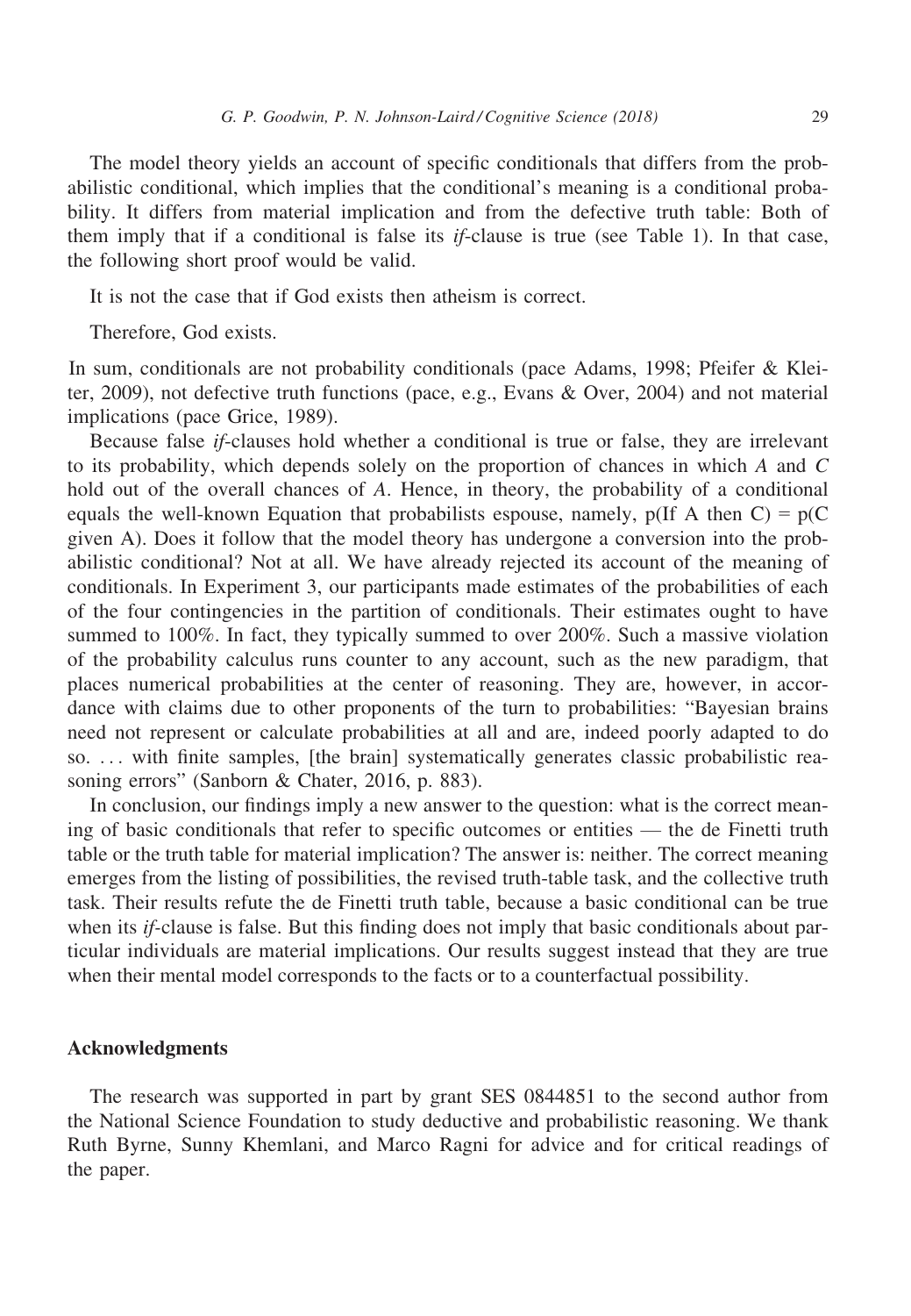The model theory yields an account of specific conditionals that differs from the probabilistic conditional, which implies that the conditional's meaning is a conditional probability. It differs from material implication and from the defective truth table: Both of them imply that if a conditional is false its *if*-clause is true (see Table 1). In that case, the following short proof would be valid.

It is not the case that if God exists then atheism is correct.

Therefore, God exists.

In sum, conditionals are not probability conditionals (pace Adams, 1998; Pfeifer & Kleiter, 2009), not defective truth functions (pace, e.g., Evans & Over, 2004) and not material implications (pace Grice, 1989).

Because false *if*-clauses hold whether a conditional is true or false, they are irrelevant to its probability, which depends solely on the proportion of chances in which *A* and *C* hold out of the overall chances of *A*. Hence, in theory, the probability of a conditional equals the well-known Equation that probabilists espouse, namely, p(If A then C) = p(C given A). Does it follow that the model theory has undergone a conversion into the probabilistic conditional? Not at all. We have already rejected its account of the meaning of conditionals. In Experiment 3, our participants made estimates of the probabilities of each of the four contingencies in the partition of conditionals. Their estimates ought to have summed to 100%. In fact, they typically summed to over 200%. Such a massive violation of the probability calculus runs counter to any account, such as the new paradigm, that places numerical probabilities at the center of reasoning. They are, however, in accordance with claims due to other proponents of the turn to probabilities: "Bayesian brains need not represent or calculate probabilities at all and are, indeed poorly adapted to do so. . . . with finite samples, [the brain] systematically generates classic probabilistic reasoning errors" (Sanborn & Chater, 2016, p. 883).

In conclusion, our findings imply a new answer to the question: what is the correct meaning of basic conditionals that refer to specific outcomes or entities — the de Finetti truth table or the truth table for material implication? The answer is: neither. The correct meaning emerges from the listing of possibilities, the revised truth-table task, and the collective truth task. Their results refute the de Finetti truth table, because a basic conditional can be true when its *if*-clause is false. But this finding does not imply that basic conditionals about particular individuals are material implications. Our results suggest instead that they are true when their mental model corresponds to the facts or to a counterfactual possibility.

## Acknowledgments

The research was supported in part by grant SES 0844851 to the second author from the National Science Foundation to study deductive and probabilistic reasoning. We thank Ruth Byrne, Sunny Khemlani, and Marco Ragni for advice and for critical readings of the paper.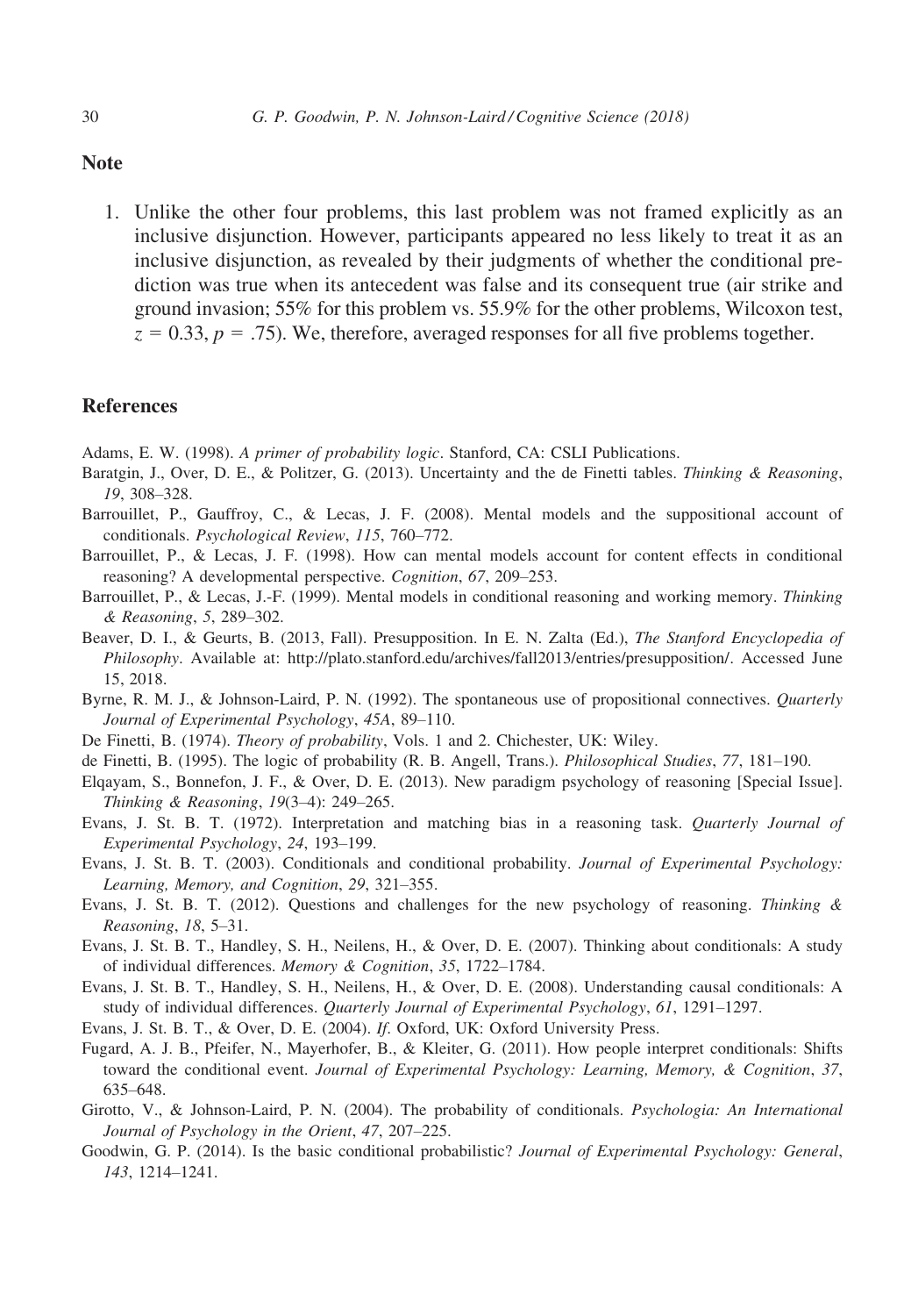## Note

1. Unlike the other four problems, this last problem was not framed explicitly as an inclusive disjunction. However, participants appeared no less likely to treat it as an inclusive disjunction, as revealed by their judgments of whether the conditional prediction was true when its antecedent was false and its consequent true (air strike and ground invasion; 55% for this problem vs. 55.9% for the other problems, Wilcoxon test, $z = 0.33$, $p = .75$). We, therefore, averaged responses for all five problems together.

## References

Adams, E. W. (1998). *A primer of probability logic*. Stanford, CA: CSLI Publications.

Baratgin, J., Over, D. E., & Politzer, G. (2013). Uncertainty and the de Finetti tables. *Thinking & Reasoning*, *19*, 308–328.

Barrouillet, P., Gauffroy, C., & Lecas, J. F. (2008). Mental models and the suppositional account of conditionals. *Psychological Review*, *115*, 760–772.

Barrouillet, P., & Lecas, J. F. (1998). How can mental models account for content effects in conditional reasoning? A developmental perspective. *Cognition*, *67*, 209–253.

Barrouillet, P., & Lecas, J.-F. (1999). Mental models in conditional reasoning and working memory. *Thinking & Reasoning*, *5*, 289–302.

Beaver, D. I., & Geurts, B. (2013, Fall). Presupposition. In E. N. Zalta (Ed.), *The Stanford Encyclopedia of Philosophy*. Available at: http://plato.stanford.edu/archives/fall2013/entries/presupposition/. Accessed June 15, 2018.

Byrne, R. M. J., & Johnson-Laird, P. N. (1992). The spontaneous use of propositional connectives. *Quarterly Journal of Experimental Psychology*, *45A*, 89–110.

De Finetti, B. (1974). *Theory of probability*, Vols. 1 and 2. Chichester, UK: Wiley.

de Finetti, B. (1995). The logic of probability (R. B. Angell, Trans.). *Philosophical Studies*, *77*, 181–190.

Elqayam, S., Bonnefon, J. F., & Over, D. E. (2013). New paradigm psychology of reasoning [Special Issue]. *Thinking & Reasoning*, *19*(3–4): 249–265.

Evans, J. St. B. T. (1972). Interpretation and matching bias in a reasoning task. *Quarterly Journal of Experimental Psychology*, *24*, 193–199.

Evans, J. St. B. T. (2003). Conditionals and conditional probability. *Journal of Experimental Psychology: Learning, Memory, and Cognition*, *29*, 321–355.

Evans, J. St. B. T. (2012). Questions and challenges for the new psychology of reasoning. *Thinking & Reasoning*, *18*, 5–31.

Evans, J. St. B. T., Handley, S. H., Neilens, H., & Over, D. E. (2007). Thinking about conditionals: A study of individual differences. *Memory & Cognition*, *35*, 1722–1784.

Evans, J. St. B. T., Handley, S. H., Neilens, H., & Over, D. E. (2008). Understanding causal conditionals: A study of individual differences. *Quarterly Journal of Experimental Psychology*, *61*, 1291–1297.

Evans, J. St. B. T., & Over, D. E. (2004). *If*. Oxford, UK: Oxford University Press.

Fugard, A. J. B., Pfeifer, N., Mayerhofer, B., & Kleiter, G. (2011). How people interpret conditionals: Shifts toward the conditional event. *Journal of Experimental Psychology: Learning, Memory, & Cognition*, *37*, 635–648.

Girotto, V., & Johnson-Laird, P. N. (2004). The probability of conditionals. *Psychologia: An International Journal of Psychology in the Orient*, *47*, 207–225.

Goodwin, G. P. (2014). Is the basic conditional probabilistic? *Journal of Experimental Psychology: General*, *143*, 1214–1241.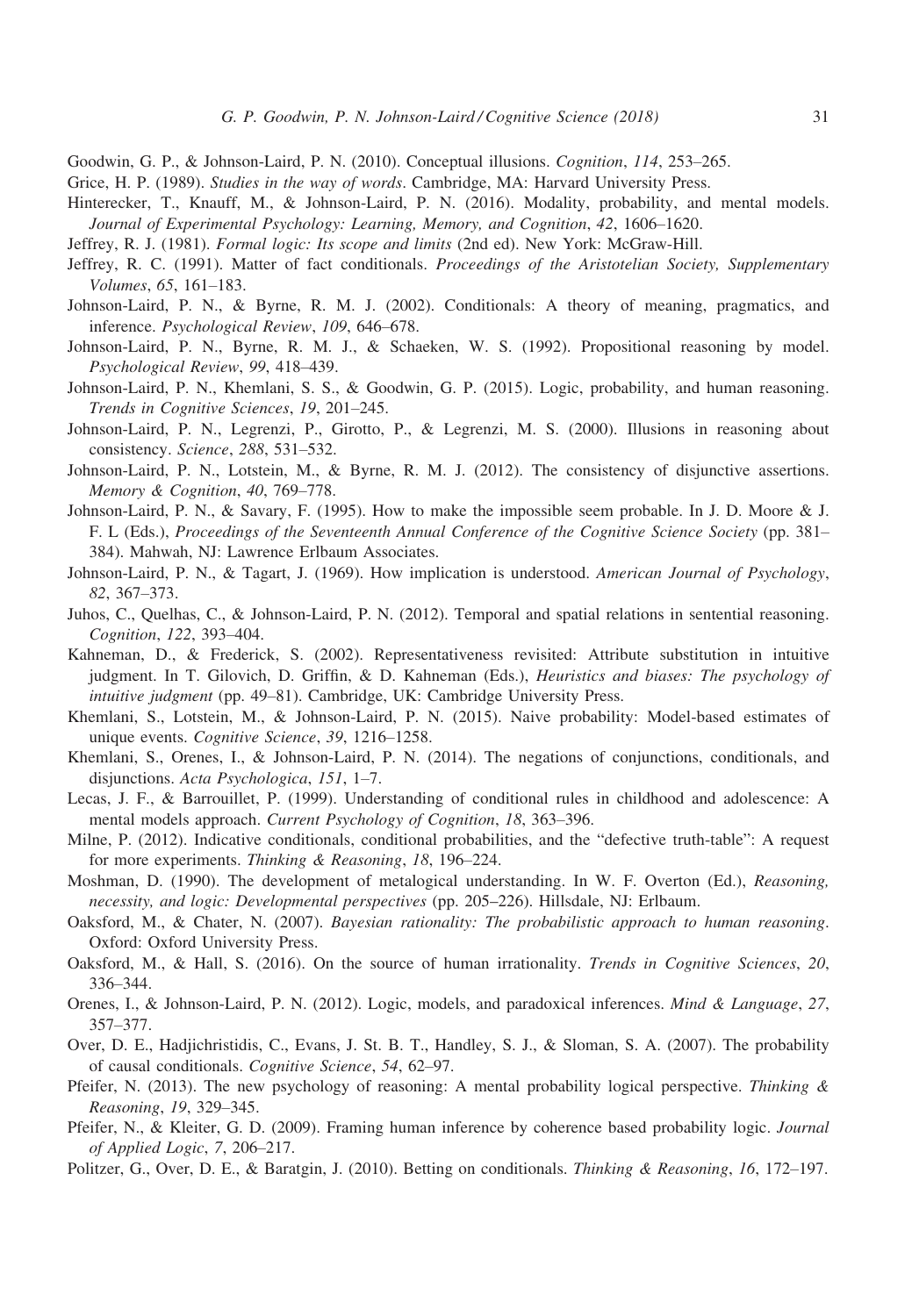Goodwin, G. P., & Johnson-Laird, P. N. (2010). Conceptual illusions. *Cognition*, *114*, 253–265.

Grice, H. P. (1989). *Studies in the way of words*. Cambridge, MA: Harvard University Press.

Hinterecker, T., Knauff, M., & Johnson-Laird, P. N. (2016). Modality, probability, and mental models. *Journal of Experimental Psychology: Learning, Memory, and Cognition*, *42*, 1606–1620.

Jeffrey, R. J. (1981). *Formal logic: Its scope and limits* (2nd ed). New York: McGraw-Hill.

Jeffrey, R. C. (1991). Matter of fact conditionals. *Proceedings of the Aristotelian Society, Supplementary Volumes*, *65*, 161–183.

Johnson-Laird, P. N., & Byrne, R. M. J. (2002). Conditionals: A theory of meaning, pragmatics, and inference. *Psychological Review*, *109*, 646–678.

Johnson-Laird, P. N., Byrne, R. M. J., & Schaeken, W. S. (1992). Propositional reasoning by model. *Psychological Review*, *99*, 418–439.

Johnson-Laird, P. N., Khemlani, S. S., & Goodwin, G. P. (2015). Logic, probability, and human reasoning. *Trends in Cognitive Sciences*, *19*, 201–245.

Johnson-Laird, P. N., Legrenzi, P., Girotto, P., & Legrenzi, M. S. (2000). Illusions in reasoning about consistency. *Science*, *288*, 531–532.

Johnson-Laird, P. N., Lotstein, M., & Byrne, R. M. J. (2012). The consistency of disjunctive assertions. *Memory & Cognition*, *40*, 769–778.

Johnson-Laird, P. N., & Savary, F. (1995). How to make the impossible seem probable. In J. D. Moore & J. F. L (Eds.), *Proceedings of the Seventeenth Annual Conference of the Cognitive Science Society* (pp. 381–384). Mahwah, NJ: Lawrence Erlbaum Associates.

Johnson-Laird, P. N., & Tagart, J. (1969). How implication is understood. *American Journal of Psychology*, *82*, 367–373.

Juhos, C., Quelhas, C., & Johnson-Laird, P. N. (2012). Temporal and spatial relations in sentential reasoning. *Cognition*, *122*, 393–404.

Kahneman, D., & Frederick, S. (2002). Representativeness revisited: Attribute substitution in intuitive judgment. In T. Gilovich, D. Griffin, & D. Kahneman (Eds.), *Heuristics and biases: The psychology of intuitive judgment* (pp. 49–81). Cambridge, UK: Cambridge University Press.

Khemlani, S., Lotstein, M., & Johnson-Laird, P. N. (2015). Naive probability: Model-based estimates of unique events. *Cognitive Science*, *39*, 1216–1258.

Khemlani, S., Orenes, I., & Johnson-Laird, P. N. (2014). The negations of conjunctions, conditionals, and disjunctions. *Acta Psychologica*, *151*, 1–7.

Lecas, J. F., & Barrouillet, P. (1999). Understanding of conditional rules in childhood and adolescence: A mental models approach. *Current Psychology of Cognition*, *18*, 363–396.

Milne, P. (2012). Indicative conditionals, conditional probabilities, and the "defective truth-table": A request for more experiments. *Thinking & Reasoning*, *18*, 196–224.

Moshman, D. (1990). The development of metalogical understanding. In W. F. Overton (Ed.), *Reasoning, necessity, and logic: Developmental perspectives* (pp. 205–226). Hillsdale, NJ: Erlbaum.

Oaksford, M., & Chater, N. (2007). *Bayesian rationality: The probabilistic approach to human reasoning*. Oxford: Oxford University Press.

Oaksford, M., & Hall, S. (2016). On the source of human irrationality. *Trends in Cognitive Sciences*, *20*, 336–344.

Orenes, I., & Johnson-Laird, P. N. (2012). Logic, models, and paradoxical inferences. *Mind & Language*, *27*, 357–377.

Over, D. E., Hadjichristidis, C., Evans, J. St. B. T., Handley, S. J., & Sloman, S. A. (2007). The probability of causal conditionals. *Cognitive Science*, *54*, 62–97.

Pfeifer, N. (2013). The new psychology of reasoning: A mental probability logical perspective. *Thinking & Reasoning*, *19*, 329–345.

Pfeifer, N., & Kleiter, G. D. (2009). Framing human inference by coherence based probability logic. *Journal of Applied Logic*, *7*, 206–217.

Politzer, G., Over, D. E., & Baratgin, J. (2010). Betting on conditionals. *Thinking & Reasoning*, *16*, 172–197.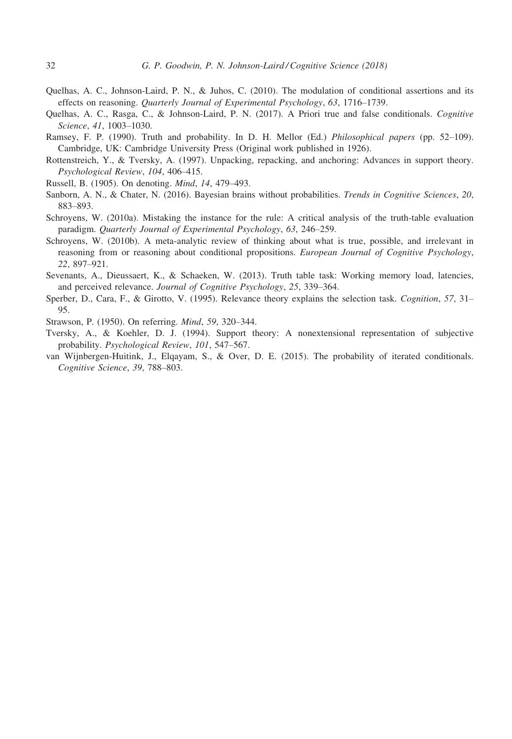Quelhas, A. C., Johnson-Laird, P. N., & Juhos, C. (2010). The modulation of conditional assertions and its effects on reasoning. *Quarterly Journal of Experimental Psychology*, *63*, 1716–1739.

Quelhas, A. C., Rasga, C., & Johnson-Laird, P. N. (2017). A Priori true and false conditionals. *Cognitive Science*, *41*, 1003–1030.

Ramsey, F. P. (1990). Truth and probability. In D. H. Mellor (Ed.) *Philosophical papers* (pp. 52–109). Cambridge, UK: Cambridge University Press (Original work published in 1926).

Rottenstreich, Y., & Tversky, A. (1997). Unpacking, repacking, and anchoring: Advances in support theory. *Psychological Review*, *104*, 406–415.

Russell, B. (1905). On denoting. *Mind*, *14*, 479–493.

Sanborn, A. N., & Chater, N. (2016). Bayesian brains without probabilities. *Trends in Cognitive Sciences*, *20*, 883–893.

Schroyens, W. (2010a). Mistaking the instance for the rule: A critical analysis of the truth-table evaluation paradigm. *Quarterly Journal of Experimental Psychology*, *63*, 246–259.

Schroyens, W. (2010b). A meta-analytic review of thinking about what is true, possible, and irrelevant in reasoning from or reasoning about conditional propositions. *European Journal of Cognitive Psychology*, *22*, 897–921.

Sevenants, A., Dieussaert, K., & Schaeken, W. (2013). Truth table task: Working memory load, latencies, and perceived relevance. *Journal of Cognitive Psychology*, *25*, 339–364.

Sperber, D., Cara, F., & Girotto, V. (1995). Relevance theory explains the selection task. *Cognition*, *57*, 31–95.

Strawson, P. (1950). On referring. *Mind*, *59*, 320–344.

Tversky, A., & Koehler, D. J. (1994). Support theory: A nonextensional representation of subjective probability. *Psychological Review*, *101*, 547–567.

van Wijnbergen-Huitink, J., Elqayam, S., & Over, D. E. (2015). The probability of iterated conditionals. *Cognitive Science*, *39*, 788–803.